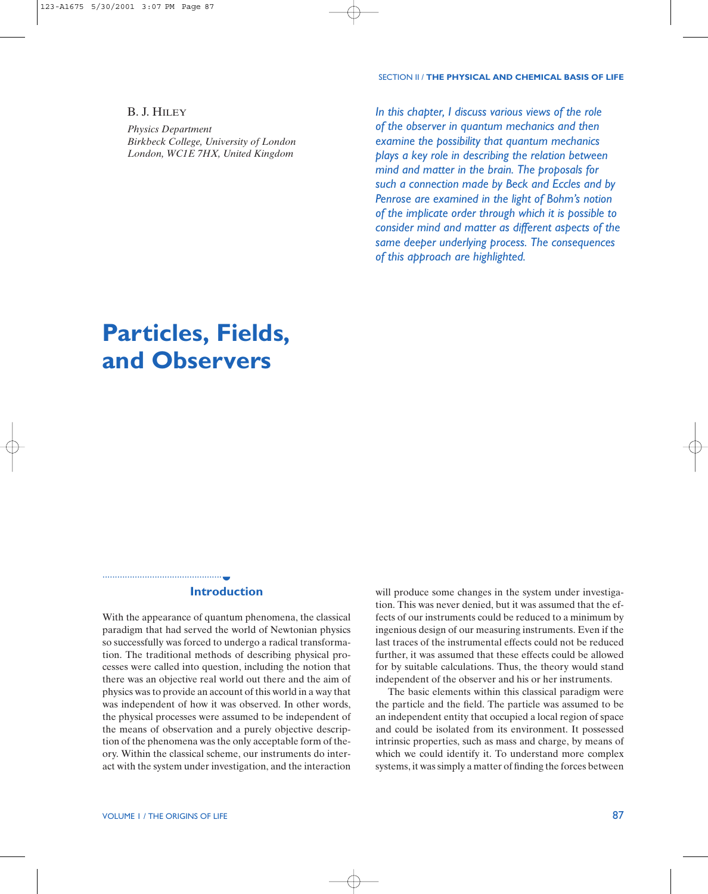B. J. Hiley

*Physics Department*
*Birkbeck College, University of London*
*London, WC1E 7HX, United Kingdom*

*In this chapter, I discuss various views of the role of the observer in quantum mechanics and then examine the possibility that quantum mechanics plays a key role in describing the relation between mind and matter in the brain. The proposals for such a connection made by Beck and Eccles and by Penrose are examined in the light of Bohm's notion of the implicate order through which it is possible to consider mind and matter as different aspects of the same deeper underlying process. The consequences of this approach are highlighted.*

# Particles, Fields, and Observers

## Introduction

With the appearance of quantum phenomena, the classical paradigm that had served the world of Newtonian physics so successfully was forced to undergo a radical transformation. The traditional methods of describing physical processes were called into question, including the notion that there was an objective real world out there and the aim of physics was to provide an account of this world in a way that was independent of how it was observed. In other words, the physical processes were assumed to be independent of the means of observation and a purely objective description of the phenomena was the only acceptable form of theory. Within the classical scheme, our instruments do interact with the system under investigation, and the interaction will produce some changes in the system under investigation. This was never denied, but it was assumed that the effects of our instruments could be reduced to a minimum by ingenious design of our measuring instruments. Even if the last traces of the instrumental effects could not be reduced further, it was assumed that these effects could be allowed for by suitable calculations. Thus, the theory would stand independent of the observer and his or her instruments.

The basic elements within this classical paradigm were the particle and the field. The particle was assumed to be an independent entity that occupied a local region of space and could be isolated from its environment. It possessed intrinsic properties, such as mass and charge, by means of which we could identify it. To understand more complex systems, it was simply a matter of finding the forces between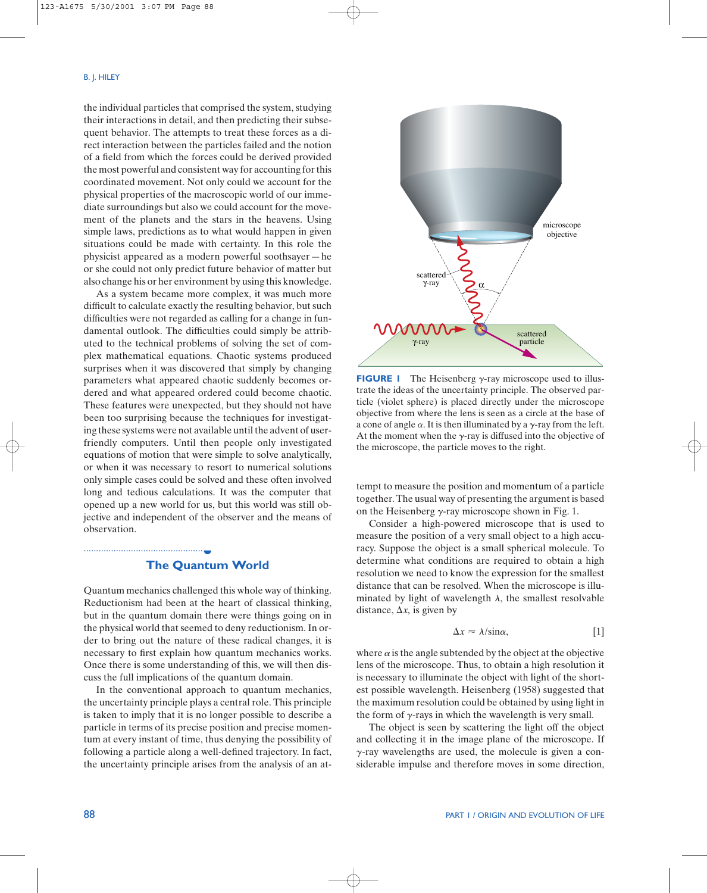the individual particles that comprised the system, studying their interactions in detail, and then predicting their subsequent behavior. The attempts to treat these forces as a direct interaction between the particles failed and the notion of a field from which the forces could be derived provided the most powerful and consistent way for accounting for this coordinated movement. Not only could we account for the physical properties of the macroscopic world of our immediate surroundings but also we could account for the movement of the planets and the stars in the heavens. Using simple laws, predictions as to what would happen in given situations could be made with certainty. In this role the physicist appeared as a modern powerful soothsayer — he or she could not only predict future behavior of matter but also change his or her environment by using this knowledge.

As a system became more complex, it was much more difficult to calculate exactly the resulting behavior, but such difficulties were not regarded as calling for a change in fundamental outlook. The difficulties could simply be attributed to the technical problems of solving the set of complex mathematical equations. Chaotic systems produced surprises when it was discovered that simply by changing parameters what appeared chaotic suddenly becomes ordered and what appeared ordered could become chaotic. These features were unexpected, but they should not have been too surprising because the techniques for investigating these systems were not available until the advent of user-friendly computers. Until then people only investigated equations of motion that were simple to solve analytically, or when it was necessary to resort to numerical solutions only simple cases could be solved and these often involved long and tedious calculations. It was the computer that opened up a new world for us, but this world was still objective and independent of the observer and the means of observation.

## The Quantum World

Quantum mechanics challenged this whole way of thinking. Reductionism had been at the heart of classical thinking, but in the quantum domain there were things going on in the physical world that seemed to deny reductionism. In order to bring out the nature of these radical changes, it is necessary to first explain how quantum mechanics works. Once there is some understanding of this, we will then discuss the full implications of the quantum domain.

In the conventional approach to quantum mechanics, the uncertainty principle plays a central role. This principle is taken to imply that it is no longer possible to describe a particle in terms of its precise position and precise momentum at every instant of time, thus denying the possibility of following a particle along a well-defined trajectory. In fact, the uncertainty principle arises from the analysis of an attempt to measure the position and momentum of a particle together. The usual way of presenting the argument is based on the Heisenberg $\gamma$-ray microscope shown in Fig. 1.

**FIGURE 1** The Heisenberg $\gamma$-ray microscope used to illustrate the ideas of the uncertainty principle. The observed particle (violet sphere) is placed directly under the microscope objective from where the lens is seen as a circle at the base of a cone of angle $\alpha$. It is then illuminated by a $\gamma$-ray from the left. At the moment when the $\gamma$-ray is diffused into the objective of the microscope, the particle moves to the right.

Consider a high-powered microscope that is used to measure the position of a very small object to a high accuracy. Suppose the object is a small spherical molecule. To determine what conditions are required to obtain a high resolution we need to know the expression for the smallest distance that can be resolved. When the microscope is illuminated by light of wavelength $\lambda$, the smallest resolvable distance, $\Delta x$, is given by

$$\Delta x \approx \lambda/\sin\alpha, \quad [1]$$

where $\alpha$ is the angle subtended by the object at the objective lens of the microscope. Thus, to obtain a high resolution it is necessary to illuminate the object with light of the shortest possible wavelength. Heisenberg (1958) suggested that the maximum resolution could be obtained by using light in the form of $\gamma$-rays in which the wavelength is very small.

The object is seen by scattering the light off the object and collecting it in the image plane of the microscope. If $\gamma$-ray wavelengths are used, the molecule is given a considerable impulse and therefore moves in some direction,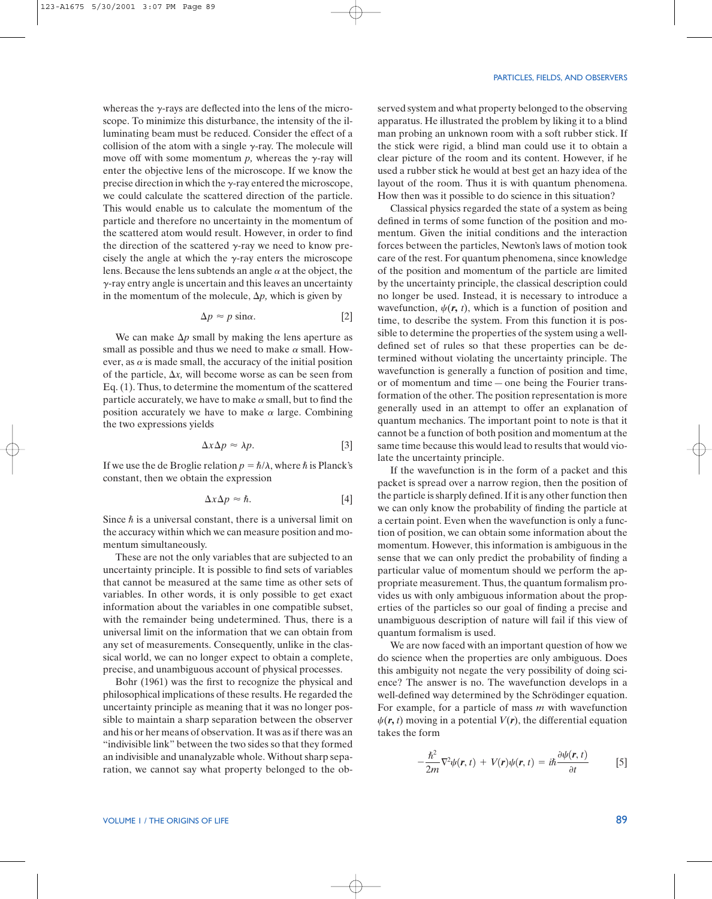whereas the γ-rays are deflected into the lens of the microscope. To minimize this disturbance, the intensity of the illuminating beam must be reduced. Consider the effect of a collision of the atom with a single γ-ray. The molecule will move off with some momentum $p$, whereas the γ-ray will enter the objective lens of the microscope. If we know the precise direction in which the γ-ray entered the microscope, we could calculate the scattered direction of the particle. This would enable us to calculate the momentum of the particle and therefore no uncertainty in the momentum of the scattered atom would result. However, in order to find the direction of the scattered γ-ray we need to know precisely the angle at which the γ-ray enters the microscope lens. Because the lens subtends an angle $\alpha$ at the object, the γ-ray entry angle is uncertain and this leaves an uncertainty in the momentum of the molecule, $\Delta p$, which is given by

$$\Delta p \approx p \sin\alpha. \qquad [2]$$

We can make $\Delta p$ small by making the lens aperture as small as possible and thus we need to make $\alpha$ small. However, as $\alpha$ is made small, the accuracy of the initial position of the particle, $\Delta x$, will become worse as can be seen from Eq. (1). Thus, to determine the momentum of the scattered particle accurately, we have to make $\alpha$ small, but to find the position accurately we have to make $\alpha$ large. Combining the two expressions yields

$$\Delta x \Delta p \approx \lambda p. \qquad [3]$$

If we use the de Broglie relation $p = \hbar/\lambda$, where $\hbar$ is Planck's constant, then we obtain the expression

$$\Delta x \Delta p \approx \hbar. \qquad [4]$$

Since $\hbar$ is a universal constant, there is a universal limit on the accuracy within which we can measure position and momentum simultaneously.

These are not the only variables that are subjected to an uncertainty principle. It is possible to find sets of variables that cannot be measured at the same time as other sets of variables. In other words, it is only possible to get exact information about the variables in one compatible subset, with the remainder being undetermined. Thus, there is a universal limit on the information that we can obtain from any set of measurements. Consequently, unlike in the classical world, we can no longer expect to obtain a complete, precise, and unambiguous account of physical processes.

Bohr (1961) was the first to recognize the physical and philosophical implications of these results. He regarded the uncertainty principle as meaning that it was no longer possible to maintain a sharp separation between the observer and his or her means of observation. It was as if there was an "indivisible link" between the two sides so that they formed an indivisible and unanalyzable whole. Without sharp separation, we cannot say what property belonged to the observed system and what property belonged to the observing apparatus. He illustrated the problem by liking it to a blind man probing an unknown room with a soft rubber stick. If the stick were rigid, a blind man could use it to obtain a clear picture of the room and its content. However, if he used a rubber stick he would at best get an hazy idea of the layout of the room. Thus it is with quantum phenomena. How then was it possible to do science in this situation?

Classical physics regarded the state of a system as being defined in terms of some function of the position and momentum. Given the initial conditions and the interaction forces between the particles, Newton's laws of motion took care of the rest. For quantum phenomena, since knowledge of the position and momentum of the particle are limited by the uncertainty principle, the classical description could no longer be used. Instead, it is necessary to introduce a wavefunction, $\psi(\mathbf{r}, t)$, which is a function of position and time, to describe the system. From this function it is possible to determine the properties of the system using a well-defined set of rules so that these properties can be determined without violating the uncertainty principle. The wavefunction is generally a function of position and time, or of momentum and time — one being the Fourier transformation of the other. The position representation is more generally used in an attempt to offer an explanation of quantum mechanics. The important point to note is that it cannot be a function of both position and momentum at the same time because this would lead to results that would violate the uncertainty principle.

If the wavefunction is in the form of a packet and this packet is spread over a narrow region, then the position of the particle is sharply defined. If it is any other function then we can only know the probability of finding the particle at a certain point. Even when the wavefunction is only a function of position, we can obtain some information about the momentum. However, this information is ambiguous in the sense that we can only predict the probability of finding a particular value of momentum should we perform the appropriate measurement. Thus, the quantum formalism provides us with only ambiguous information about the properties of the particles so our goal of finding a precise and unambiguous description of nature will fail if this view of quantum formalism is used.

We are now faced with an important question of how we do science when the properties are only ambiguous. Does this ambiguity not negate the very possibility of doing science? The answer is no. The wavefunction develops in a well-defined way determined by the Schrödinger equation. For example, for a particle of mass $m$ with wavefunction $\psi(\mathbf{r}, t)$ moving in a potential $V(\mathbf{r})$, the differential equation takes the form

$$-\frac{\hbar^2}{2m}\nabla^2\psi(\mathbf{r}, t) + V(\mathbf{r})\psi(\mathbf{r}, t) = i\hbar\frac{\partial\psi(\mathbf{r}, t)}{\partial t} \qquad [5]$$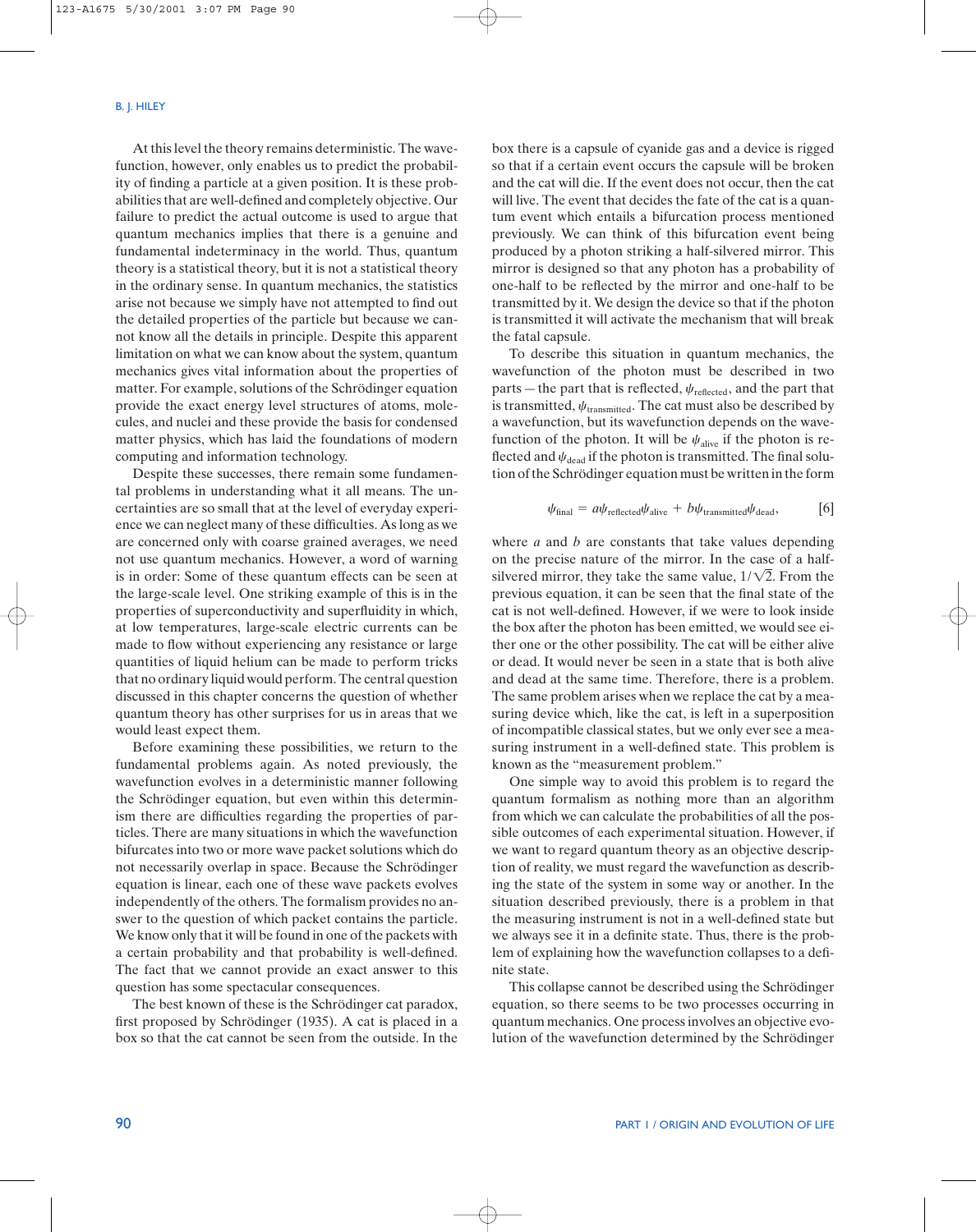At this level the theory remains deterministic. The wavefunction, however, only enables us to predict the probability of finding a particle at a given position. It is these probabilities that are well-defined and completely objective. Our failure to predict the actual outcome is used to argue that quantum mechanics implies that there is a genuine and fundamental indeterminacy in the world. Thus, quantum theory is a statistical theory, but it is not a statistical theory in the ordinary sense. In quantum mechanics, the statistics arise not because we simply have not attempted to find out the detailed properties of the particle but because we cannot know all the details in principle. Despite this apparent limitation on what we can know about the system, quantum mechanics gives vital information about the properties of matter. For example, solutions of the Schrödinger equation provide the exact energy level structures of atoms, molecules, and nuclei and these provide the basis for condensed matter physics, which has laid the foundations of modern computing and information technology.

Despite these successes, there remain some fundamental problems in understanding what it all means. The uncertainties are so small that at the level of everyday experience we can neglect many of these difficulties. As long as we are concerned only with coarse grained averages, we need not use quantum mechanics. However, a word of warning is in order: Some of these quantum effects can be seen at the large-scale level. One striking example of this is in the properties of superconductivity and superfluidity in which, at low temperatures, large-scale electric currents can be made to flow without experiencing any resistance or large quantities of liquid helium can be made to perform tricks that no ordinary liquid would perform. The central question discussed in this chapter concerns the question of whether quantum theory has other surprises for us in areas that we would least expect them.

Before examining these possibilities, we return to the fundamental problems again. As noted previously, the wavefunction evolves in a deterministic manner following the Schrödinger equation, but even within this determinism there are difficulties regarding the properties of particles. There are many situations in which the wavefunction bifurcates into two or more wave packet solutions which do not necessarily overlap in space. Because the Schrödinger equation is linear, each one of these wave packets evolves independently of the others. The formalism provides no answer to the question of which packet contains the particle. We know only that it will be found in one of the packets with a certain probability and that probability is well-defined. The fact that we cannot provide an exact answer to this question has some spectacular consequences.

The best known of these is the Schrödinger cat paradox, first proposed by Schrödinger (1935). A cat is placed in a box so that the cat cannot be seen from the outside. In the box there is a capsule of cyanide gas and a device is rigged so that if a certain event occurs the capsule will be broken and the cat will die. If the event does not occur, then the cat will live. The event that decides the fate of the cat is a quantum event which entails a bifurcation process mentioned previously. We can think of this bifurcation event being produced by a photon striking a half-silvered mirror. This mirror is designed so that any photon has a probability of one-half to be reflected by the mirror and one-half to be transmitted by it. We design the device so that if the photon is transmitted it will activate the mechanism that will break the fatal capsule.

To describe this situation in quantum mechanics, the wavefunction of the photon must be described in two parts — the part that is reflected, $\psi_{\text{reflected}}$, and the part that is transmitted, $\psi_{\text{transmitted}}$. The cat must also be described by a wavefunction, but its wavefunction depends on the wavefunction of the photon. It will be $\psi_{\text{alive}}$ if the photon is reflected and $\psi_{\text{dead}}$ if the photon is transmitted. The final solution of the Schrödinger equation must be written in the form

$$\psi_{\text{final}} = a\psi_{\text{reflected}}\psi_{\text{alive}} + b\psi_{\text{transmitted}}\psi_{\text{dead}}, \qquad [6]$$

where $a$ and $b$ are constants that take values depending on the precise nature of the mirror. In the case of a half-silvered mirror, they take the same value, $1/\sqrt{2}$. From the previous equation, it can be seen that the final state of the cat is not well-defined. However, if we were to look inside the box after the photon has been emitted, we would see either one or the other possibility. The cat will be either alive or dead. It would never be seen in a state that is both alive and dead at the same time. Therefore, there is a problem. The same problem arises when we replace the cat by a measuring device which, like the cat, is left in a superposition of incompatible classical states, but we only ever see a measuring instrument in a well-defined state. This problem is known as the "measurement problem."

One simple way to avoid this problem is to regard the quantum formalism as nothing more than an algorithm from which we can calculate the probabilities of all the possible outcomes of each experimental situation. However, if we want to regard quantum theory as an objective description of reality, we must regard the wavefunction as describing the state of the system in some way or another. In the situation described previously, there is a problem in that the measuring instrument is not in a well-defined state but we always see it in a definite state. Thus, there is the problem of explaining how the wavefunction collapses to a definite state.

This collapse cannot be described using the Schrödinger equation, so there seems to be two processes occurring in quantum mechanics. One process involves an objective evolution of the wavefunction determined by the Schrödinger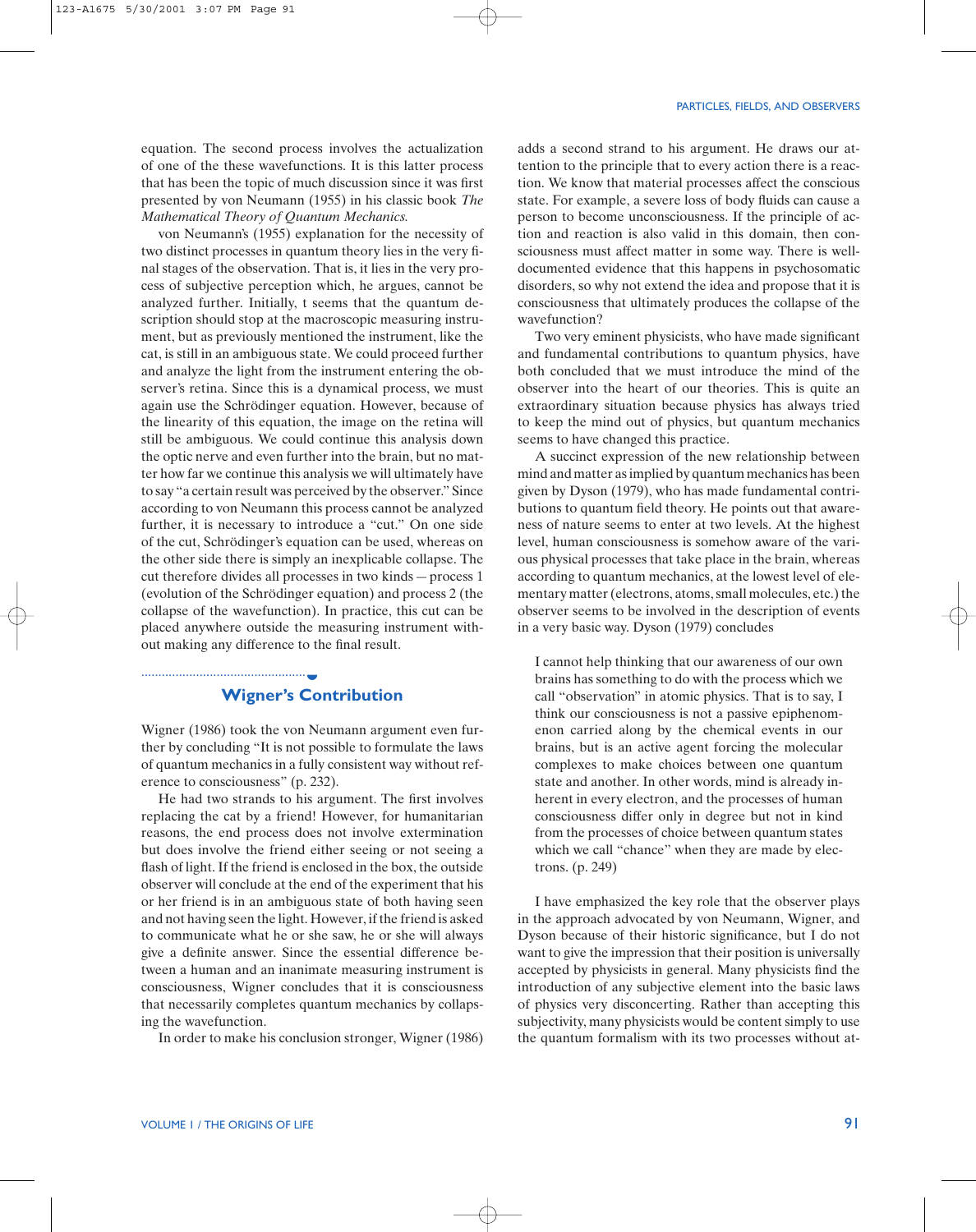equation. The second process involves the actualization of one of the these wavefunctions. It is this latter process that has been the topic of much discussion since it was first presented by von Neumann (1955) in his classic book *The Mathematical Theory of Quantum Mechanics.*

von Neumann's (1955) explanation for the necessity of two distinct processes in quantum theory lies in the very final stages of the observation. That is, it lies in the very process of subjective perception which, he argues, cannot be analyzed further. Initially, t seems that the quantum description should stop at the macroscopic measuring instrument, but as previously mentioned the instrument, like the cat, is still in an ambiguous state. We could proceed further and analyze the light from the instrument entering the observer's retina. Since this is a dynamical process, we must again use the Schrödinger equation. However, because of the linearity of this equation, the image on the retina will still be ambiguous. We could continue this analysis down the optic nerve and even further into the brain, but no matter how far we continue this analysis we will ultimately have to say "a certain result was perceived by the observer." Since according to von Neumann this process cannot be analyzed further, it is necessary to introduce a "cut." On one side of the cut, Schrödinger's equation can be used, whereas on the other side there is simply an inexplicable collapse. The cut therefore divides all processes in two kinds – process 1 (evolution of the Schrödinger equation) and process 2 (the collapse of the wavefunction). In practice, this cut can be placed anywhere outside the measuring instrument without making any difference to the final result.

## Wigner's Contribution

Wigner (1986) took the von Neumann argument even further by concluding "It is not possible to formulate the laws of quantum mechanics in a fully consistent way without reference to consciousness" (p. 232).

He had two strands to his argument. The first involves replacing the cat by a friend! However, for humanitarian reasons, the end process does not involve extermination but does involve the friend either seeing or not seeing a flash of light. If the friend is enclosed in the box, the outside observer will conclude at the end of the experiment that his or her friend is in an ambiguous state of both having seen and not having seen the light. However, if the friend is asked to communicate what he or she saw, he or she will always give a definite answer. Since the essential difference between a human and an inanimate measuring instrument is consciousness, Wigner concludes that it is consciousness that necessarily completes quantum mechanics by collapsing the wavefunction.

In order to make his conclusion stronger, Wigner (1986) adds a second strand to his argument. He draws our attention to the principle that to every action there is a reaction. We know that material processes affect the conscious state. For example, a severe loss of body fluids can cause a person to become unconsciousness. If the principle of action and reaction is also valid in this domain, then consciousness must affect matter in some way. There is well-documented evidence that this happens in psychosomatic disorders, so why not extend the idea and propose that it is consciousness that ultimately produces the collapse of the wavefunction?

Two very eminent physicists, who have made significant and fundamental contributions to quantum physics, have both concluded that we must introduce the mind of the observer into the heart of our theories. This is quite an extraordinary situation because physics has always tried to keep the mind out of physics, but quantum mechanics seems to have changed this practice.

A succinct expression of the new relationship between mind and matter as implied by quantum mechanics has been given by Dyson (1979), who has made fundamental contributions to quantum field theory. He points out that awareness of nature seems to enter at two levels. At the highest level, human consciousness is somehow aware of the various physical processes that take place in the brain, whereas according to quantum mechanics, at the lowest level of elementary matter (electrons, atoms, small molecules, etc.) the observer seems to be involved in the description of events in a very basic way. Dyson (1979) concludes

> I cannot help thinking that our awareness of our own brains has something to do with the process which we call "observation" in atomic physics. That is to say, I think our consciousness is not a passive epiphenomenon carried along by the chemical events in our brains, but is an active agent forcing the molecular complexes to make choices between one quantum state and another. In other words, mind is already inherent in every electron, and the processes of human consciousness differ only in degree but not in kind from the processes of choice between quantum states which we call "chance" when they are made by electrons. (p. 249)

I have emphasized the key role that the observer plays in the approach advocated by von Neumann, Wigner, and Dyson because of their historic significance, but I do not want to give the impression that their position is universally accepted by physicists in general. Many physicists find the introduction of any subjective element into the basic laws of physics very disconcerting. Rather than accepting this subjectivity, many physicists would be content simply to use the quantum formalism with its two processes without at-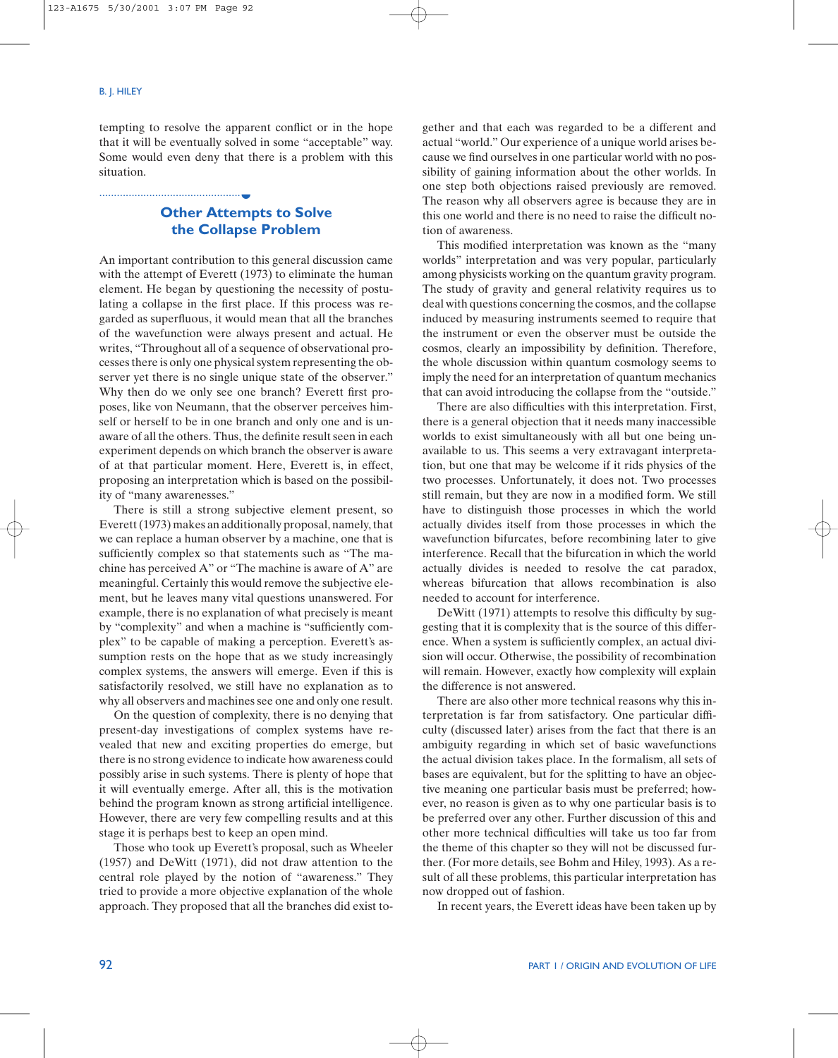tempting to resolve the apparent conflict or in the hope that it will be eventually solved in some "acceptable" way. Some would even deny that there is a problem with this situation.

## Other Attempts to Solve the Collapse Problem

An important contribution to this general discussion came with the attempt of Everett (1973) to eliminate the human element. He began by questioning the necessity of postulating a collapse in the first place. If this process was regarded as superfluous, it would mean that all the branches of the wavefunction were always present and actual. He writes, "Throughout all of a sequence of observational processes there is only one physical system representing the observer yet there is no single unique state of the observer." Why then do we only see one branch? Everett first proposes, like von Neumann, that the observer perceives himself or herself to be in one branch and only one and is unaware of all the others. Thus, the definite result seen in each experiment depends on which branch the observer is aware of at that particular moment. Here, Everett is, in effect, proposing an interpretation which is based on the possibility of "many awarenesses."

There is still a strong subjective element present, so Everett (1973) makes an additionally proposal, namely, that we can replace a human observer by a machine, one that is sufficiently complex so that statements such as "The machine has perceived A" or "The machine is aware of A" are meaningful. Certainly this would remove the subjective element, but he leaves many vital questions unanswered. For example, there is no explanation of what precisely is meant by "complexity" and when a machine is "sufficiently complex" to be capable of making a perception. Everett's assumption rests on the hope that as we study increasingly complex systems, the answers will emerge. Even if this is satisfactorily resolved, we still have no explanation as to why all observers and machines see one and only one result.

On the question of complexity, there is no denying that present-day investigations of complex systems have revealed that new and exciting properties do emerge, but there is no strong evidence to indicate how awareness could possibly arise in such systems. There is plenty of hope that it will eventually emerge. After all, this is the motivation behind the program known as strong artificial intelligence. However, there are very few compelling results and at this stage it is perhaps best to keep an open mind.

Those who took up Everett's proposal, such as Wheeler (1957) and DeWitt (1971), did not draw attention to the central role played by the notion of "awareness." They tried to provide a more objective explanation of the whole approach. They proposed that all the branches did exist together and that each was regarded to be a different and actual "world." Our experience of a unique world arises because we find ourselves in one particular world with no possibility of gaining information about the other worlds. In one step both objections raised previously are removed. The reason why all observers agree is because they are in this one world and there is no need to raise the difficult notion of awareness.

This modified interpretation was known as the "many worlds" interpretation and was very popular, particularly among physicists working on the quantum gravity program. The study of gravity and general relativity requires us to deal with questions concerning the cosmos, and the collapse induced by measuring instruments seemed to require that the instrument or even the observer must be outside the cosmos, clearly an impossibility by definition. Therefore, the whole discussion within quantum cosmology seems to imply the need for an interpretation of quantum mechanics that can avoid introducing the collapse from the "outside."

There are also difficulties with this interpretation. First, there is a general objection that it needs many inaccessible worlds to exist simultaneously with all but one being unavailable to us. This seems a very extravagant interpretation, but one that may be welcome if it rids physics of the two processes. Unfortunately, it does not. Two processes still remain, but they are now in a modified form. We still have to distinguish those processes in which the world actually divides itself from those processes in which the wavefunction bifurcates, before recombining later to give interference. Recall that the bifurcation in which the world actually divides is needed to resolve the cat paradox, whereas bifurcation that allows recombination is also needed to account for interference.

DeWitt (1971) attempts to resolve this difficulty by suggesting that it is complexity that is the source of this difference. When a system is sufficiently complex, an actual division will occur. Otherwise, the possibility of recombination will remain. However, exactly how complexity will explain the difference is not answered.

There are also other more technical reasons why this interpretation is far from satisfactory. One particular difficulty (discussed later) arises from the fact that there is an ambiguity regarding in which set of basic wavefunctions the actual division takes place. In the formalism, all sets of bases are equivalent, but for the splitting to have an objective meaning one particular basis must be preferred; however, no reason is given as to why one particular basis is to be preferred over any other. Further discussion of this and other more technical difficulties will take us too far from the theme of this chapter so they will not be discussed further. (For more details, see Bohm and Hiley, 1993). As a result of all these problems, this particular interpretation has now dropped out of fashion.

In recent years, the Everett ideas have been taken up by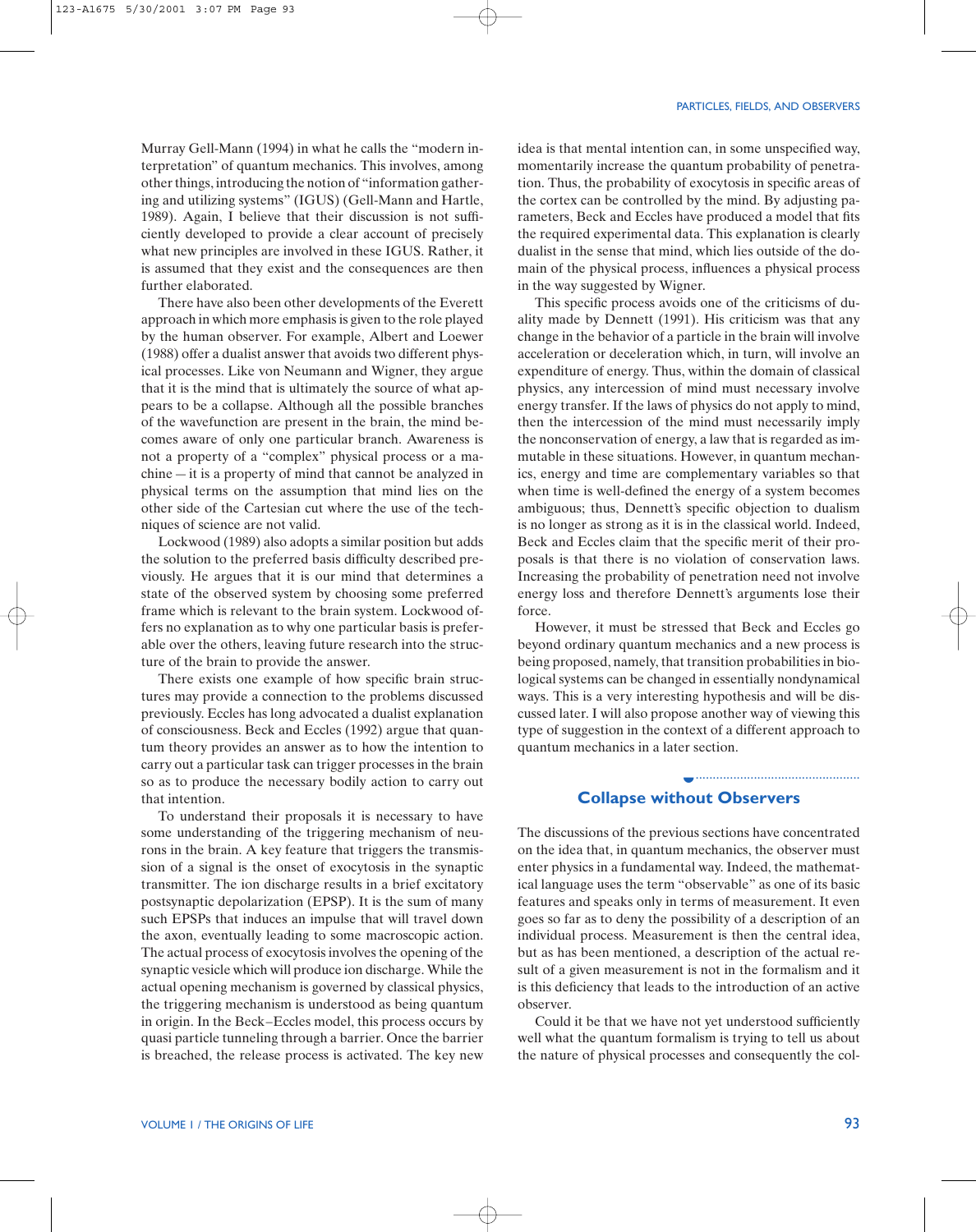Murray Gell-Mann (1994) in what he calls the "modern interpretation" of quantum mechanics. This involves, among other things, introducing the notion of "information gathering and utilizing systems" (IGUS) (Gell-Mann and Hartle, 1989). Again, I believe that their discussion is not sufficiently developed to provide a clear account of precisely what new principles are involved in these IGUS. Rather, it is assumed that they exist and the consequences are then further elaborated.

There have also been other developments of the Everett approach in which more emphasis is given to the role played by the human observer. For example, Albert and Loewer (1988) offer a dualist answer that avoids two different physical processes. Like von Neumann and Wigner, they argue that it is the mind that is ultimately the source of what appears to be a collapse. Although all the possible branches of the wavefunction are present in the brain, the mind becomes aware of only one particular branch. Awareness is not a property of a "complex" physical process or a machine — it is a property of mind that cannot be analyzed in physical terms on the assumption that mind lies on the other side of the Cartesian cut where the use of the techniques of science are not valid.

Lockwood (1989) also adopts a similar position but adds the solution to the preferred basis difficulty described previously. He argues that it is our mind that determines a state of the observed system by choosing some preferred frame which is relevant to the brain system. Lockwood offers no explanation as to why one particular basis is preferable over the others, leaving future research into the structure of the brain to provide the answer.

There exists one example of how specific brain structures may provide a connection to the problems discussed previously. Eccles has long advocated a dualist explanation of consciousness. Beck and Eccles (1992) argue that quantum theory provides an answer as to how the intention to carry out a particular task can trigger processes in the brain so as to produce the necessary bodily action to carry out that intention.

To understand their proposals it is necessary to have some understanding of the triggering mechanism of neurons in the brain. A key feature that triggers the transmission of a signal is the onset of exocytosis in the synaptic transmitter. The ion discharge results in a brief excitatory postsynaptic depolarization (EPSP). It is the sum of many such EPSPs that induces an impulse that will travel down the axon, eventually leading to some macroscopic action. The actual process of exocytosis involves the opening of the synaptic vesicle which will produce ion discharge. While the actual opening mechanism is governed by classical physics, the triggering mechanism is understood as being quantum in origin. In the Beck–Eccles model, this process occurs by quasi particle tunneling through a barrier. Once the barrier is breached, the release process is activated. The key new idea is that mental intention can, in some unspecified way, momentarily increase the quantum probability of penetration. Thus, the probability of exocytosis in specific areas of the cortex can be controlled by the mind. By adjusting parameters, Beck and Eccles have produced a model that fits the required experimental data. This explanation is clearly dualist in the sense that mind, which lies outside of the domain of the physical process, influences a physical process in the way suggested by Wigner.

This specific process avoids one of the criticisms of duality made by Dennett (1991). His criticism was that any change in the behavior of a particle in the brain will involve acceleration or deceleration which, in turn, will involve an expenditure of energy. Thus, within the domain of classical physics, any intercession of mind must necessary involve energy transfer. If the laws of physics do not apply to mind, then the intercession of the mind must necessarily imply the nonconservation of energy, a law that is regarded as immutable in these situations. However, in quantum mechanics, energy and time are complementary variables so that when time is well-defined the energy of a system becomes ambiguous; thus, Dennett's specific objection to dualism is no longer as strong as it is in the classical world. Indeed, Beck and Eccles claim that the specific merit of their proposals is that there is no violation of conservation laws. Increasing the probability of penetration need not involve energy loss and therefore Dennett's arguments lose their force.

However, it must be stressed that Beck and Eccles go beyond ordinary quantum mechanics and a new process is being proposed, namely, that transition probabilities in biological systems can be changed in essentially nondynamical ways. This is a very interesting hypothesis and will be discussed later. I will also propose another way of viewing this type of suggestion in the context of a different approach to quantum mechanics in a later section.

## Collapse without Observers

The discussions of the previous sections have concentrated on the idea that, in quantum mechanics, the observer must enter physics in a fundamental way. Indeed, the mathematical language uses the term "observable" as one of its basic features and speaks only in terms of measurement. It even goes so far as to deny the possibility of a description of an individual process. Measurement is then the central idea, but as has been mentioned, a description of the actual result of a given measurement is not in the formalism and it is this deficiency that leads to the introduction of an active observer.

Could it be that we have not yet understood sufficiently well what the quantum formalism is trying to tell us about the nature of physical processes and consequently the col-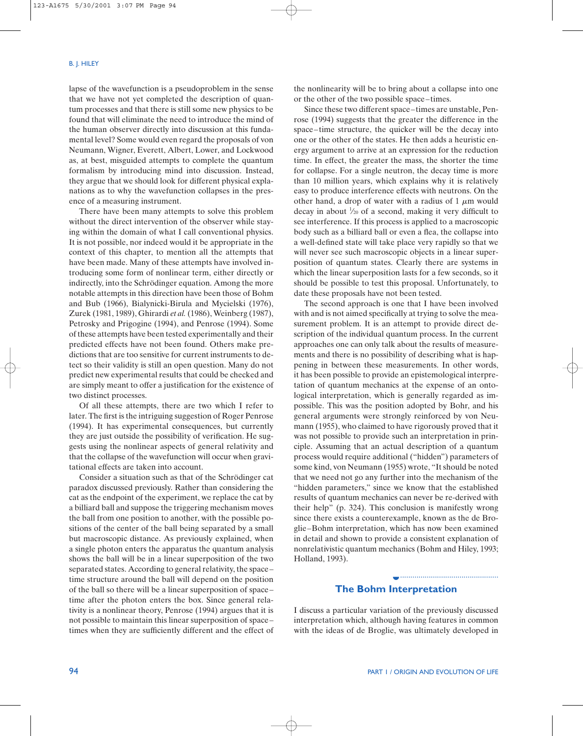lapse of the wavefunction is a pseudoproblem in the sense that we have not yet completed the description of quantum processes and that there is still some new physics to be found that will eliminate the need to introduce the mind of the human observer directly into discussion at this fundamental level? Some would even regard the proposals of von Neumann, Wigner, Everett, Albert, Lower, and Lockwood as, at best, misguided attempts to complete the quantum formalism by introducing mind into discussion. Instead, they argue that we should look for different physical explanations as to why the wavefunction collapses in the presence of a measuring instrument.

There have been many attempts to solve this problem without the direct intervention of the observer while staying within the domain of what I call conventional physics. It is not possible, nor indeed would it be appropriate in the context of this chapter, to mention all the attempts that have been made. Many of these attempts have involved introducing some form of nonlinear term, either directly or indirectly, into the Schrödinger equation. Among the more notable attempts in this direction have been those of Bohm and Bub (1966), Bialynicki-Birula and Mycielski (1976), Zurek (1981, 1989), Ghirardi *et al.* (1986), Weinberg (1987), Petrosky and Prigogine (1994), and Penrose (1994). Some of these attempts have been tested experimentally and their predicted effects have not been found. Others make predictions that are too sensitive for current instruments to detect so their validity is still an open question. Many do not predict new experimental results that could be checked and are simply meant to offer a justification for the existence of two distinct processes.

Of all these attempts, there are two which I refer to later. The first is the intriguing suggestion of Roger Penrose (1994). It has experimental consequences, but currently they are just outside the possibility of verification. He suggests using the nonlinear aspects of general relativity and that the collapse of the wavefunction will occur when gravitational effects are taken into account.

Consider a situation such as that of the Schrödinger cat paradox discussed previously. Rather than considering the cat as the endpoint of the experiment, we replace the cat by a billiard ball and suppose the triggering mechanism moves the ball from one position to another, with the possible positions of the center of the ball being separated by a small but macroscopic distance. As previously explained, when a single photon enters the apparatus the quantum analysis shows the ball will be in a linear superposition of the two separated states. According to general relativity, the space–time structure around the ball will depend on the position of the ball so there will be a linear superposition of space–time after the photon enters the box. Since general relativity is a nonlinear theory, Penrose (1994) argues that it is not possible to maintain this linear superposition of space–times when they are sufficiently different and the effect of the nonlinearity will be to bring about a collapse into one or the other of the two possible space–times.

Since these two different space–times are unstable, Penrose (1994) suggests that the greater the difference in the space–time structure, the quicker will be the decay into one or the other of the states. He then adds a heuristic energy argument to arrive at an expression for the reduction time. In effect, the greater the mass, the shorter the time for collapse. For a single neutron, the decay time is more than 10 million years, which explains why it is relatively easy to produce interference effects with neutrons. On the other hand, a drop of water with a radius of 1 $\mu$m would decay in about $\frac{1}{20}$ of a second, making it very difficult to see interference. If this process is applied to a macroscopic body such as a billiard ball or even a flea, the collapse into a well-defined state will take place very rapidly so that we will never see such macroscopic objects in a linear superposition of quantum states. Clearly there are systems in which the linear superposition lasts for a few seconds, so it should be possible to test this proposal. Unfortunately, to date these proposals have not been tested.

The second approach is one that I have been involved with and is not aimed specifically at trying to solve the measurement problem. It is an attempt to provide direct description of the individual quantum process. In the current approaches one can only talk about the results of measurements and there is no possibility of describing what is happening in between these measurements. In other words, it has been possible to provide an epistemological interpretation of quantum mechanics at the expense of an ontological interpretation, which is generally regarded as impossible. This was the position adopted by Bohr, and his general arguments were strongly reinforced by von Neumann (1955), who claimed to have rigorously proved that it was not possible to provide such an interpretation in principle. Assuming that an actual description of a quantum process would require additional ("hidden") parameters of some kind, von Neumann (1955) wrote, "It should be noted that we need not go any further into the mechanism of the "hidden parameters," since we know that the established results of quantum mechanics can never be re-derived with their help" (p. 324). This conclusion is manifestly wrong since there exists a counterexample, known as the de Broglie–Bohm interpretation, which has now been examined in detail and shown to provide a consistent explanation of nonrelativistic quantum mechanics (Bohm and Hiley, 1993; Holland, 1993).

## The Bohm Interpretation

I discuss a particular variation of the previously discussed interpretation which, although having features in common with the ideas of de Broglie, was ultimately developed in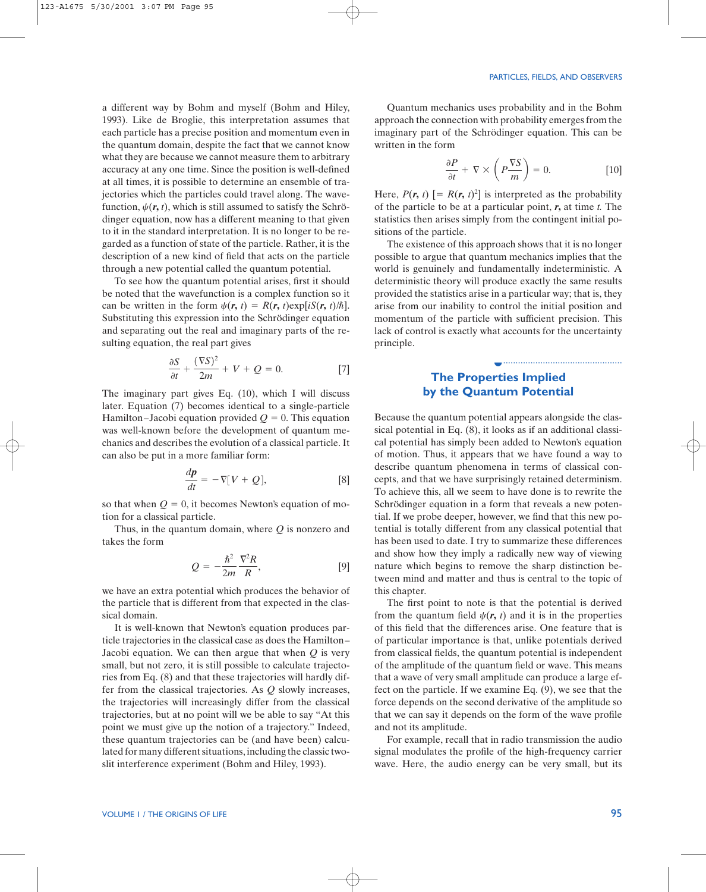a different way by Bohm and myself (Bohm and Hiley, 1993). Like de Broglie, this interpretation assumes that each particle has a precise position and momentum even in the quantum domain, despite the fact that we cannot know what they are because we cannot measure them to arbitrary accuracy at any one time. Since the position is well-defined at all times, it is possible to determine an ensemble of trajectories which the particles could travel along. The wavefunction, $\psi(\boldsymbol{r}, t)$, which is still assumed to satisfy the Schrödinger equation, now has a different meaning to that given to it in the standard interpretation. It is no longer to be regarded as a function of state of the particle. Rather, it is the description of a new kind of field that acts on the particle through a new potential called the quantum potential.

To see how the quantum potential arises, first it should be noted that the wavefunction is a complex function so it can be written in the form $\psi(\boldsymbol{r}, t) = R(\boldsymbol{r}, t)\exp[iS(\boldsymbol{r}, t)/\hbar]$. Substituting this expression into the Schrödinger equation and separating out the real and imaginary parts of the resulting equation, the real part gives

$$\frac{\partial S}{\partial t} + \frac{(\nabla S)^2}{2m} + V + Q = 0. \qquad [7]$$

The imaginary part gives Eq. (10), which I will discuss later. Equation (7) becomes reduced to a single-particle Hamilton–Jacobi equation provided $Q = 0$. This equation was well-known before the development of quantum mechanics and describes the evolution of a classical particle. It can also be put in a more familiar form:

$$\frac{d\boldsymbol{p}}{dt} = -\nabla[V + Q], \qquad [8]$$

so that when $Q = 0$, it becomes Newton's equation of motion for a classical particle.

Thus, in the quantum domain, where $Q$ is nonzero and takes the form

$$Q = -\frac{\hbar^2}{2m}\frac{\nabla^2 R}{R}, \qquad [9]$$

we have an extra potential which produces the behavior of the particle that is different from that expected in the classical domain.

It is well-known that Newton's equation produces particle trajectories in the classical case as does the Hamilton–Jacobi equation. We can then argue that when $Q$ is very small, but not zero, it is still possible to calculate trajectories from Eq. (8) and that these trajectories will hardly differ from the classical trajectories. As $Q$ slowly increases, the trajectories will increasingly differ from the classical trajectories, but at no point will we be able to say "At this point we must give up the notion of a trajectory." Indeed, these quantum trajectories can be (and have been) calculated for many different situations, including the classic two-slit interference experiment (Bohm and Hiley, 1993).

Quantum mechanics uses probability and in the Bohm approach the connection with probability emerges from the imaginary part of the Schrödinger equation. This can be written in the form

$$\frac{\partial P}{\partial t} + \nabla \times \left(P\frac{\nabla S}{m}\right) = 0. \qquad [10]$$

Here, $P(\boldsymbol{r}, t)$ $[= R(\boldsymbol{r}, t)^2]$ is interpreted as the probability of the particle to be at a particular point, $\boldsymbol{r}$, at time $t$. The statistics then arises simply from the contingent initial positions of the particle.

The existence of this approach shows that it is no longer possible to argue that quantum mechanics implies that the world is genuinely and fundamentally indeterministic. A deterministic theory will produce exactly the same results provided the statistics arise in a particular way; that is, they arise from our inability to control the initial position and momentum of the particle with sufficient precision. This lack of control is exactly what accounts for the uncertainty principle.

## The Properties Implied by the Quantum Potential

Because the quantum potential appears alongside the classical potential in Eq. (8), it looks as if an additional classical potential has simply been added to Newton's equation of motion. Thus, it appears that we have found a way to describe quantum phenomena in terms of classical concepts, and that we have surprisingly retained determinism. To achieve this, all we seem to have done is to rewrite the Schrödinger equation in a form that reveals a new potential. If we probe deeper, however, we find that this new potential is totally different from any classical potential that has been used to date. I try to summarize these differences and show how they imply a radically new way of viewing nature which begins to remove the sharp distinction between mind and matter and thus is central to the topic of this chapter.

The first point to note is that the potential is derived from the quantum field $\psi(\boldsymbol{r}, t)$ and it is in the properties of this field that the differences arise. One feature that is of particular importance is that, unlike potentials derived from classical fields, the quantum potential is independent of the amplitude of the quantum field or wave. This means that a wave of very small amplitude can produce a large effect on the particle. If we examine Eq. (9), we see that the force depends on the second derivative of the amplitude so that we can say it depends on the form of the wave profile and not its amplitude.

For example, recall that in radio transmission the audio signal modulates the profile of the high-frequency carrier wave. Here, the audio energy can be very small, but its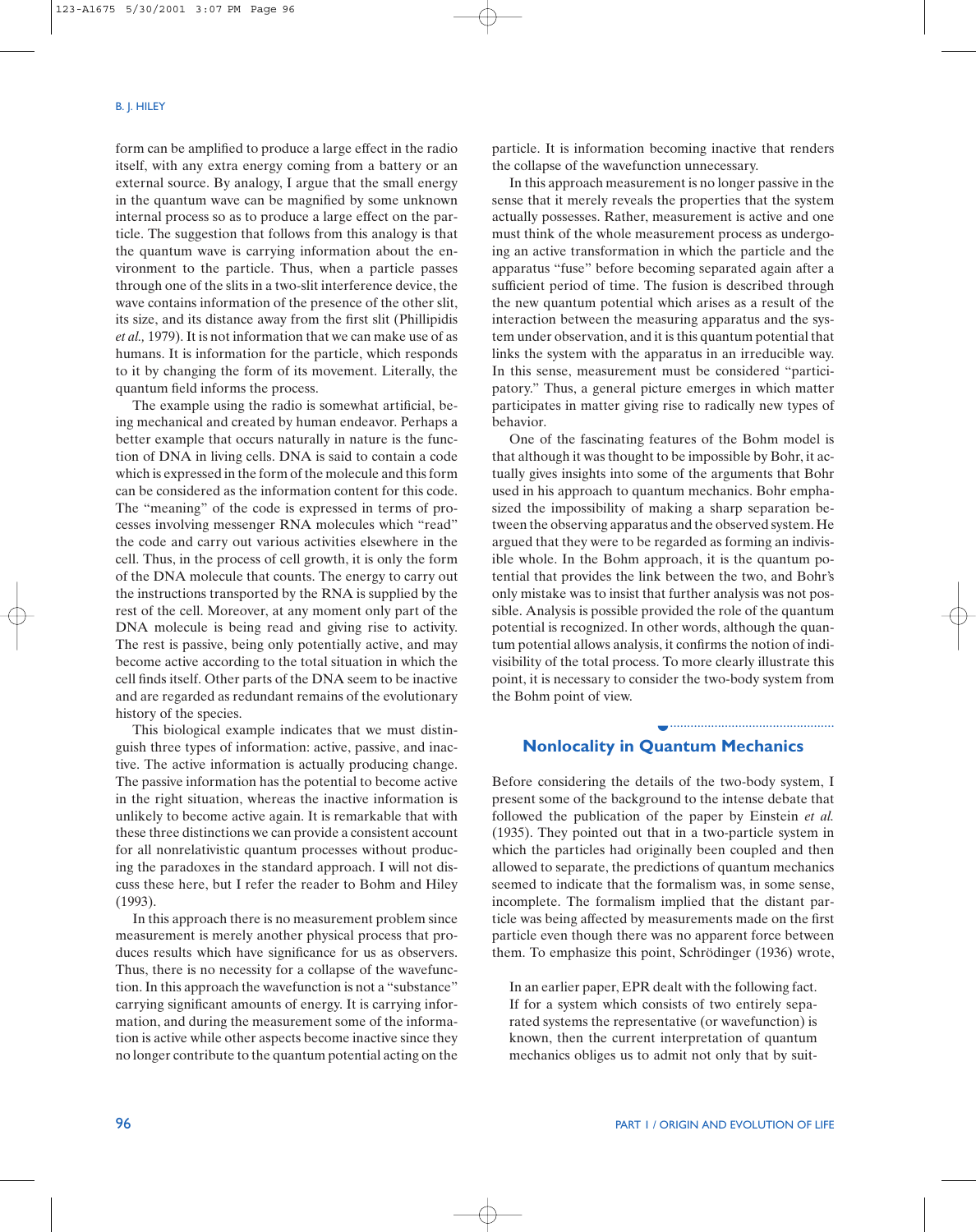form can be amplified to produce a large effect in the radio itself, with any extra energy coming from a battery or an external source. By analogy, I argue that the small energy in the quantum wave can be magnified by some unknown internal process so as to produce a large effect on the particle. The suggestion that follows from this analogy is that the quantum wave is carrying information about the environment to the particle. Thus, when a particle passes through one of the slits in a two-slit interference device, the wave contains information of the presence of the other slit, its size, and its distance away from the first slit (Phillipidis *et al.,* 1979). It is not information that we can make use of as humans. It is information for the particle, which responds to it by changing the form of its movement. Literally, the quantum field informs the process.

The example using the radio is somewhat artificial, being mechanical and created by human endeavor. Perhaps a better example that occurs naturally in nature is the function of DNA in living cells. DNA is said to contain a code which is expressed in the form of the molecule and this form can be considered as the information content for this code. The "meaning" of the code is expressed in terms of processes involving messenger RNA molecules which "read" the code and carry out various activities elsewhere in the cell. Thus, in the process of cell growth, it is only the form of the DNA molecule that counts. The energy to carry out the instructions transported by the RNA is supplied by the rest of the cell. Moreover, at any moment only part of the DNA molecule is being read and giving rise to activity. The rest is passive, being only potentially active, and may become active according to the total situation in which the cell finds itself. Other parts of the DNA seem to be inactive and are regarded as redundant remains of the evolutionary history of the species.

This biological example indicates that we must distinguish three types of information: active, passive, and inactive. The active information is actually producing change. The passive information has the potential to become active in the right situation, whereas the inactive information is unlikely to become active again. It is remarkable that with these three distinctions we can provide a consistent account for all nonrelativistic quantum processes without producing the paradoxes in the standard approach. I will not discuss these here, but I refer the reader to Bohm and Hiley (1993).

In this approach there is no measurement problem since measurement is merely another physical process that produces results which have significance for us as observers. Thus, there is no necessity for a collapse of the wavefunction. In this approach the wavefunction is not a "substance" carrying significant amounts of energy. It is carrying information, and during the measurement some of the information is active while other aspects become inactive since they no longer contribute to the quantum potential acting on the particle. It is information becoming inactive that renders the collapse of the wavefunction unnecessary.

In this approach measurement is no longer passive in the sense that it merely reveals the properties that the system actually possesses. Rather, measurement is active and one must think of the whole measurement process as undergoing an active transformation in which the particle and the apparatus "fuse" before becoming separated again after a sufficient period of time. The fusion is described through the new quantum potential which arises as a result of the interaction between the measuring apparatus and the system under observation, and it is this quantum potential that links the system with the apparatus in an irreducible way. In this sense, measurement must be considered "participatory." Thus, a general picture emerges in which matter participates in matter giving rise to radically new types of behavior.

One of the fascinating features of the Bohm model is that although it was thought to be impossible by Bohr, it actually gives insights into some of the arguments that Bohr used in his approach to quantum mechanics. Bohr emphasized the impossibility of making a sharp separation between the observing apparatus and the observed system. He argued that they were to be regarded as forming an indivisible whole. In the Bohm approach, it is the quantum potential that provides the link between the two, and Bohr's only mistake was to insist that further analysis was not possible. Analysis is possible provided the role of the quantum potential is recognized. In other words, although the quantum potential allows analysis, it confirms the notion of indivisibility of the total process. To more clearly illustrate this point, it is necessary to consider the two-body system from the Bohm point of view.

## Nonlocality in Quantum Mechanics

Before considering the details of the two-body system, I present some of the background to the intense debate that followed the publication of the paper by Einstein *et al.* (1935). They pointed out that in a two-particle system in which the particles had originally been coupled and then allowed to separate, the predictions of quantum mechanics seemed to indicate that the formalism was, in some sense, incomplete. The formalism implied that the distant particle was being affected by measurements made on the first particle even though there was no apparent force between them. To emphasize this point, Schrödinger (1936) wrote,

> In an earlier paper, EPR dealt with the following fact. If for a system which consists of two entirely separated systems the representative (or wavefunction) is known, then the current interpretation of quantum mechanics obliges us to admit not only that by suit-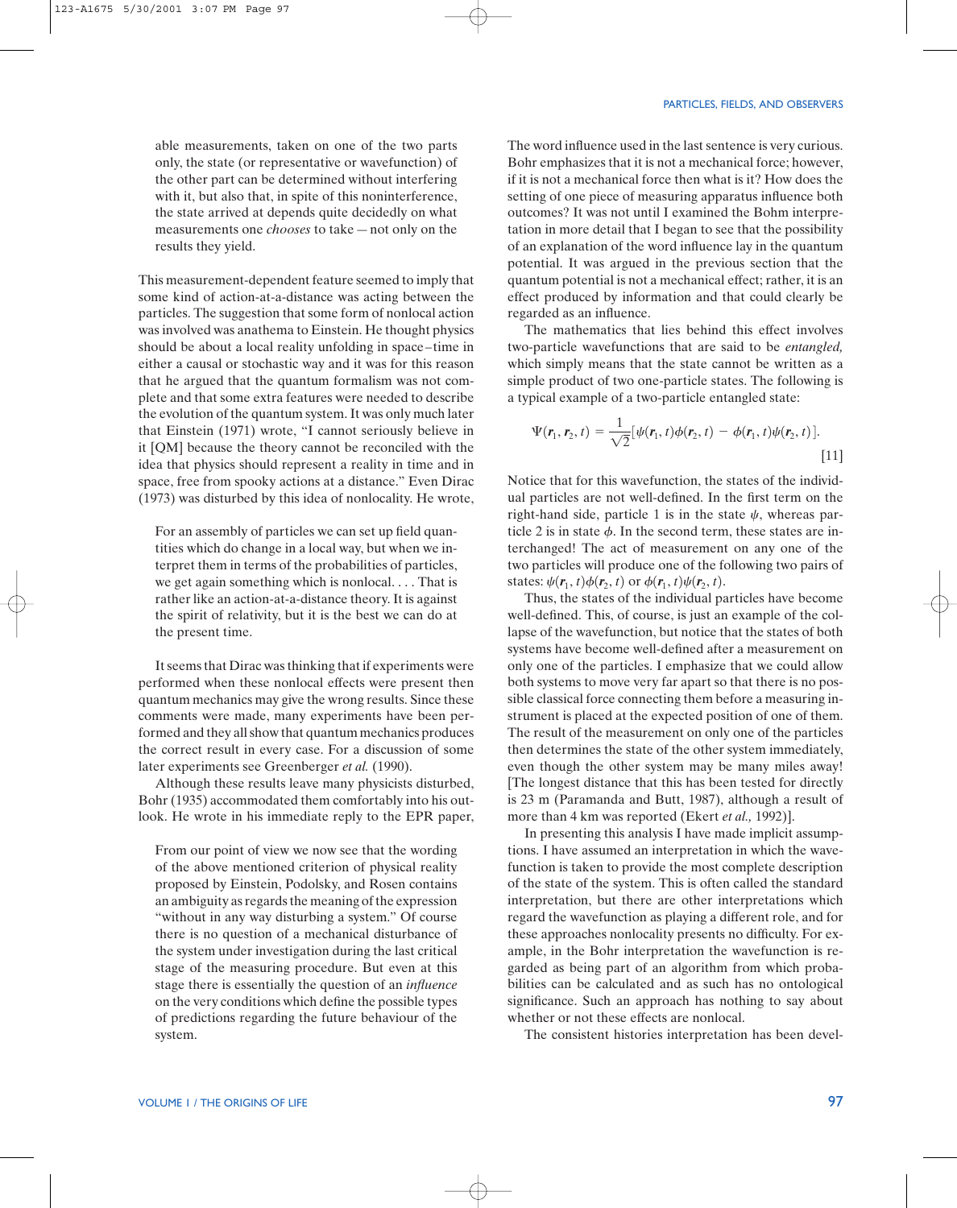able measurements, taken on one of the two parts only, the state (or representative or wavefunction) of the other part can be determined without interfering with it, but also that, in spite of this noninterference, the state arrived at depends quite decidedly on what measurements one *chooses* to take — not only on the results they yield.

This measurement-dependent feature seemed to imply that some kind of action-at-a-distance was acting between the particles. The suggestion that some form of nonlocal action was involved was anathema to Einstein. He thought physics should be about a local reality unfolding in space–time in either a causal or stochastic way and it was for this reason that he argued that the quantum formalism was not complete and that some extra features were needed to describe the evolution of the quantum system. It was only much later that Einstein (1971) wrote, "I cannot seriously believe in it [QM] because the theory cannot be reconciled with the idea that physics should represent a reality in time and in space, free from spooky actions at a distance." Even Dirac (1973) was disturbed by this idea of nonlocality. He wrote,

> For an assembly of particles we can set up field quantities which do change in a local way, but when we interpret them in terms of the probabilities of particles, we get again something which is nonlocal. . . . That is rather like an action-at-a-distance theory. It is against the spirit of relativity, but it is the best we can do at the present time.

It seems that Dirac was thinking that if experiments were performed when these nonlocal effects were present then quantum mechanics may give the wrong results. Since these comments were made, many experiments have been performed and they all show that quantum mechanics produces the correct result in every case. For a discussion of some later experiments see Greenberger *et al.* (1990).

Although these results leave many physicists disturbed, Bohr (1935) accommodated them comfortably into his outlook. He wrote in his immediate reply to the EPR paper,

> From our point of view we now see that the wording of the above mentioned criterion of physical reality proposed by Einstein, Podolsky, and Rosen contains an ambiguity as regards the meaning of the expression "without in any way disturbing a system." Of course there is no question of a mechanical disturbance of the system under investigation during the last critical stage of the measuring procedure. But even at this stage there is essentially the question of an *influence* on the very conditions which define the possible types of predictions regarding the future behaviour of the system.

The word influence used in the last sentence is very curious. Bohr emphasizes that it is not a mechanical force; however, if it is not a mechanical force then what is it? How does the setting of one piece of measuring apparatus influence both outcomes? It was not until I examined the Bohm interpretation in more detail that I began to see that the possibility of an explanation of the word influence lay in the quantum potential. It was argued in the previous section that the quantum potential is not a mechanical effect; rather, it is an effect produced by information and that could clearly be regarded as an influence.

The mathematics that lies behind this effect involves two-particle wavefunctions that are said to be *entangled*, which simply means that the state cannot be written as a simple product of two one-particle states. The following is a typical example of a two-particle entangled state:

$$\Psi(\boldsymbol{r}_1, \boldsymbol{r}_2, t) = \frac{1}{\sqrt{2}}[\psi(\boldsymbol{r}_1, t)\phi(\boldsymbol{r}_2, t) - \phi(\boldsymbol{r}_1, t)\psi(\boldsymbol{r}_2, t)]. \quad [11]$$

Notice that for this wavefunction, the states of the individual particles are not well-defined. In the first term on the right-hand side, particle 1 is in the state $\psi$, whereas particle 2 is in the state $\phi$. In the second term, these states are interchanged! The act of measurement on any one of the two particles will produce one of the following two pairs of states: $\psi(\boldsymbol{r}_1, t)\phi(\boldsymbol{r}_2, t)$ or $\phi(\boldsymbol{r}_1, t)\psi(\boldsymbol{r}_2, t)$.

Thus, the states of the individual particles have become well-defined. This, of course, is just an example of the collapse of the wavefunction, but notice that the states of both systems have become well-defined after a measurement on only one of the particles. I emphasize that we could allow both systems to move very far apart so that there is no possible classical force connecting them before a measuring instrument is placed at the expected position of one of them. The result of the measurement on only one of the particles then determines the state of the other system immediately, even though the other system may be many miles away! [The longest distance that this has been tested for directly is 23 m (Paramanda and Butt, 1987), although a result of more than 4 km was reported (Ekert *et al.,* 1992)].

In presenting this analysis I have made implicit assumptions. I have assumed an interpretation in which the wavefunction is taken to provide the most complete description of the state of the system. This is often called the standard interpretation, but there are other interpretations which regard the wavefunction as playing a different role, and for these approaches nonlocality presents no difficulty. For example, in the Bohr interpretation the wavefunction is regarded as being part of an algorithm from which probabilities can be calculated and as such has no ontological significance. Such an approach has nothing to say about whether or not these effects are nonlocal.

The consistent histories interpretation has been devel-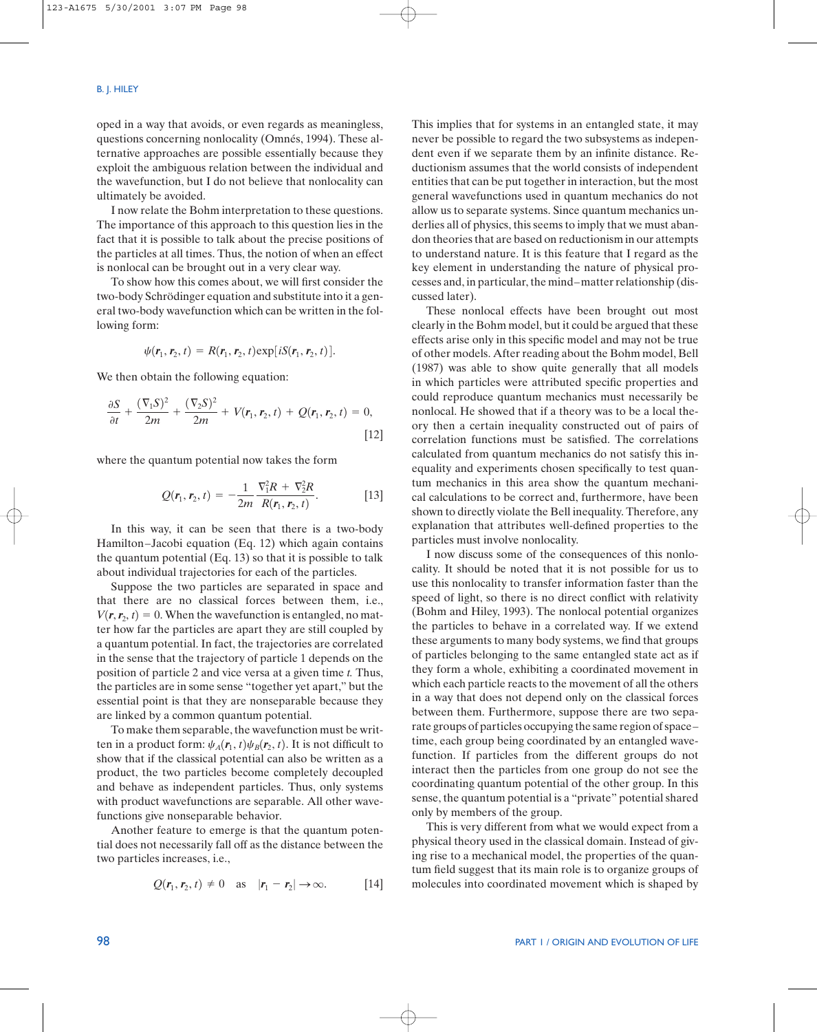oped in a way that avoids, or even regards as meaningless, questions concerning nonlocality (Omnés, 1994). These alternative approaches are possible essentially because they exploit the ambiguous relation between the individual and the wavefunction, but I do not believe that nonlocality can ultimately be avoided.

I now relate the Bohm interpretation to these questions. The importance of this approach to this question lies in the fact that it is possible to talk about the precise positions of the particles at all times. Thus, the notion of when an effect is nonlocal can be brought out in a very clear way.

To show how this comes about, we will first consider the two-body Schrödinger equation and substitute into it a general two-body wavefunction which can be written in the following form:

$$\psi(\boldsymbol{r}_1, \boldsymbol{r}_2, t) = R(\boldsymbol{r}_1, \boldsymbol{r}_2, t)\exp[iS(\boldsymbol{r}_1, \boldsymbol{r}_2, t)].$$

We then obtain the following equation:

$$\frac{\partial S}{\partial t} + \frac{(\nabla_1 S)^2}{2m} + \frac{(\nabla_2 S)^2}{2m} + V(\boldsymbol{r}_1, \boldsymbol{r}_2, t) + Q(\boldsymbol{r}_1, \boldsymbol{r}_2, t) = 0, \quad [12]$$

where the quantum potential now takes the form

$$Q(\boldsymbol{r}_1, \boldsymbol{r}_2, t) = -\frac{1}{2m}\frac{\nabla_1^2 R + \nabla_2^2 R}{R(\boldsymbol{r}_1, \boldsymbol{r}_2, t)}. \quad [13]$$

In this way, it can be seen that there is a two-body Hamilton–Jacobi equation (Eq. 12) which again contains the quantum potential (Eq. 13) so that it is possible to talk about individual trajectories for each of the particles.

Suppose the two particles are separated in space and that there are no classical forces between them, i.e., $V(\boldsymbol{r}, \boldsymbol{r}_2, t) = 0$. When the wavefunction is entangled, no matter how far the particles are apart they are still coupled by a quantum potential. In fact, the trajectories are correlated in the sense that the trajectory of particle 1 depends on the position of particle 2 and vice versa at a given time $t$. Thus, the particles are in some sense "together yet apart," but the essential point is that they are nonseparable because they are linked by a common quantum potential.

To make them separable, the wavefunction must be written in a product form: $\psi_A(\boldsymbol{r}_1, t)\psi_B(\boldsymbol{r}_2, t)$. It is not difficult to show that if the classical potential can also be written as a product, the two particles become completely decoupled and behave as independent particles. Thus, only systems with product wavefunctions are separable. All other wavefunctions give nonseparable behavior.

Another feature to emerge is that the quantum potential does not necessarily fall off as the distance between the two particles increases, i.e.,

$$Q(\boldsymbol{r}_1, \boldsymbol{r}_2, t) \neq 0 \quad \text{as} \quad |\boldsymbol{r}_1 - \boldsymbol{r}_2| \to \infty. \quad [14]$$

This implies that for systems in an entangled state, it may never be possible to regard the two subsystems as independent even if we separate them by an infinite distance. Reductionism assumes that the world consists of independent entities that can be put together in interaction, but the most general wavefunctions used in quantum mechanics do not allow us to separate systems. Since quantum mechanics underlies all of physics, this seems to imply that we must abandon theories that are based on reductionism in our attempts to understand nature. It is this feature that I regard as the key element in understanding the nature of physical processes and, in particular, the mind–matter relationship (discussed later).

These nonlocal effects have been brought out most clearly in the Bohm model, but it could be argued that these effects arise only in this specific model and may not be true of other models. After reading about the Bohm model, Bell (1987) was able to show quite generally that all models in which particles were attributed specific properties and could reproduce quantum mechanics must necessarily be nonlocal. He showed that if a theory was to be a local theory then a certain inequality constructed out of pairs of correlation functions must be satisfied. The correlations calculated from quantum mechanics do not satisfy this inequality and experiments chosen specifically to test quantum mechanics in this area show the quantum mechanical calculations to be correct and, furthermore, have been shown to directly violate the Bell inequality. Therefore, any explanation that attributes well-defined properties to the particles must involve nonlocality.

I now discuss some of the consequences of this nonlocality. It should be noted that it is not possible for us to use this nonlocality to transfer information faster than the speed of light, so there is no direct conflict with relativity (Bohm and Hiley, 1993). The nonlocal potential organizes the particles to behave in a correlated way. If we extend these arguments to many body systems, we find that groups of particles belonging to the same entangled state act as if they form a whole, exhibiting a coordinated movement in which each particle reacts to the movement of all the others in a way that does not depend only on the classical forces between them. Furthermore, suppose there are two separate groups of particles occupying the same region of space–time, each group being coordinated by an entangled wavefunction. If particles from the different groups do not interact then the particles from one group do not see the coordinating quantum potential of the other group. In this sense, the quantum potential is a "private" potential shared only by members of the group.

This is very different from what we would expect from a physical theory used in the classical domain. Instead of giving rise to a mechanical model, the properties of the quantum field suggest that its main role is to organize groups of molecules into coordinated movement which is shaped by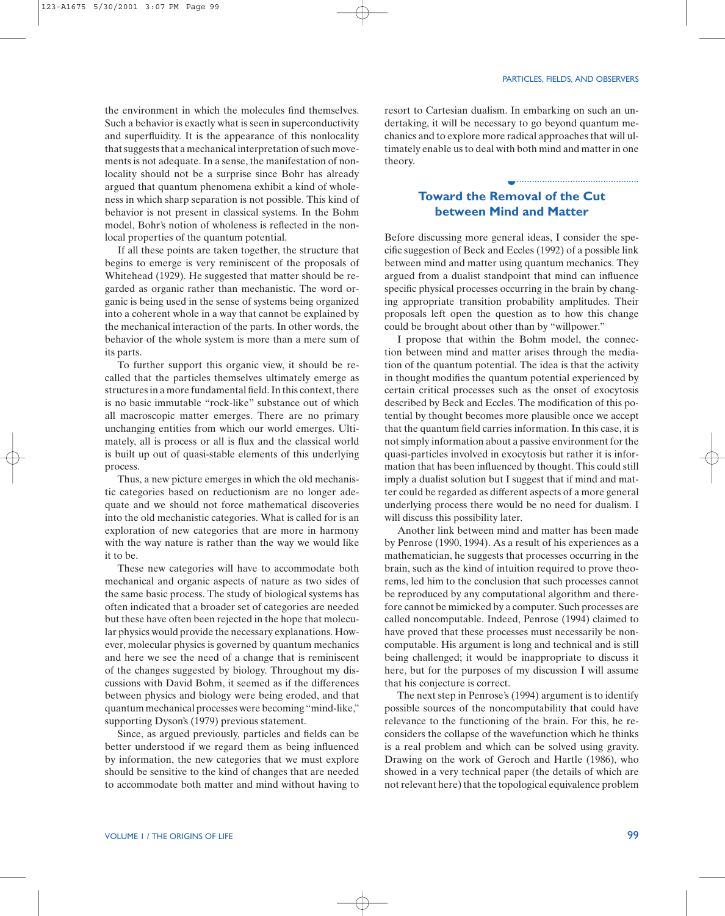the environment in which the molecules find themselves. Such a behavior is exactly what is seen in superconductivity and superfluidity. It is the appearance of this nonlocality that suggests that a mechanical interpretation of such movements is not adequate. In a sense, the manifestation of nonlocality should not be a surprise since Bohr has already argued that quantum phenomena exhibit a kind of wholeness in which sharp separation is not possible. This kind of behavior is not present in classical systems. In the Bohm model, Bohr's notion of wholeness is reflected in the nonlocal properties of the quantum potential.

If all these points are taken together, the structure that begins to emerge is very reminiscent of the proposals of Whitehead (1929). He suggested that matter should be regarded as organic rather than mechanistic. The word organic is being used in the sense of systems being organized into a coherent whole in a way that cannot be explained by the mechanical interaction of the parts. In other words, the behavior of the whole system is more than a mere sum of its parts.

To further support this organic view, it should be recalled that the particles themselves ultimately emerge as structures in a more fundamental field. In this context, there is no basic immutable "rock-like" substance out of which all macroscopic matter emerges. There are no primary unchanging entities from which our world emerges. Ultimately, all is process or all is flux and the classical world is built up out of quasi-stable elements of this underlying process.

Thus, a new picture emerges in which the old mechanistic categories based on reductionism are no longer adequate and we should not force mathematical discoveries into the old mechanistic categories. What is called for is an exploration of new categories that are more in harmony with the way nature is rather than the way we would like it to be.

These new categories will have to accommodate both mechanical and organic aspects of nature as two sides of the same basic process. The study of biological systems has often indicated that a broader set of categories are needed but these have often been rejected in the hope that molecular physics would provide the necessary explanations. However, molecular physics is governed by quantum mechanics and here we see the need of a change that is reminiscent of the changes suggested by biology. Throughout my discussions with David Bohm, it seemed as if the differences between physics and biology were being eroded, and that quantum mechanical processes were becoming "mind-like," supporting Dyson's (1979) previous statement.

Since, as argued previously, particles and fields can be better understood if we regard them as being influenced by information, the new categories that we must explore should be sensitive to the kind of changes that are needed to accommodate both matter and mind without having to resort to Cartesian dualism. In embarking on such an undertaking, it will be necessary to go beyond quantum mechanics and to explore more radical approaches that will ultimately enable us to deal with both mind and matter in one theory.

## Toward the Removal of the Cut between Mind and Matter

Before discussing more general ideas, I consider the specific suggestion of Beck and Eccles (1992) of a possible link between mind and matter using quantum mechanics. They argued from a dualist standpoint that mind can influence specific physical processes occurring in the brain by changing appropriate transition probability amplitudes. Their proposals left open the question as to how this change could be brought about other than by "willpower."

I propose that within the Bohm model, the connection between mind and matter arises through the mediation of the quantum potential. The idea is that the activity in thought modifies the quantum potential experienced by certain critical processes such as the onset of exocytosis described by Beck and Eccles. The modification of this potential by thought becomes more plausible once we accept that the quantum field carries information. In this case, it is not simply information about a passive environment for the quasi-particles involved in exocytosis but rather it is information that has been influenced by thought. This could still imply a dualist solution but I suggest that if mind and matter could be regarded as different aspects of a more general underlying process there would be no need for dualism. I will discuss this possibility later.

Another link between mind and matter has been made by Penrose (1990, 1994). As a result of his experiences as a mathematician, he suggests that processes occurring in the brain, such as the kind of intuition required to prove theorems, led him to the conclusion that such processes cannot be reproduced by any computational algorithm and therefore cannot be mimicked by a computer. Such processes are called noncomputable. Indeed, Penrose (1994) claimed to have proved that these processes must necessarily be noncomputable. His argument is long and technical and is still being challenged; it would be inappropriate to discuss it here, but for the purposes of my discussion I will assume that his conjecture is correct.

The next step in Penrose's (1994) argument is to identify possible sources of the noncomputability that could have relevance to the functioning of the brain. For this, he reconsiders the collapse of the wavefunction which he thinks is a real problem and which can be solved using gravity. Drawing on the work of Geroch and Hartle (1986), who showed in a very technical paper (the details of which are not relevant here) that the topological equivalence problem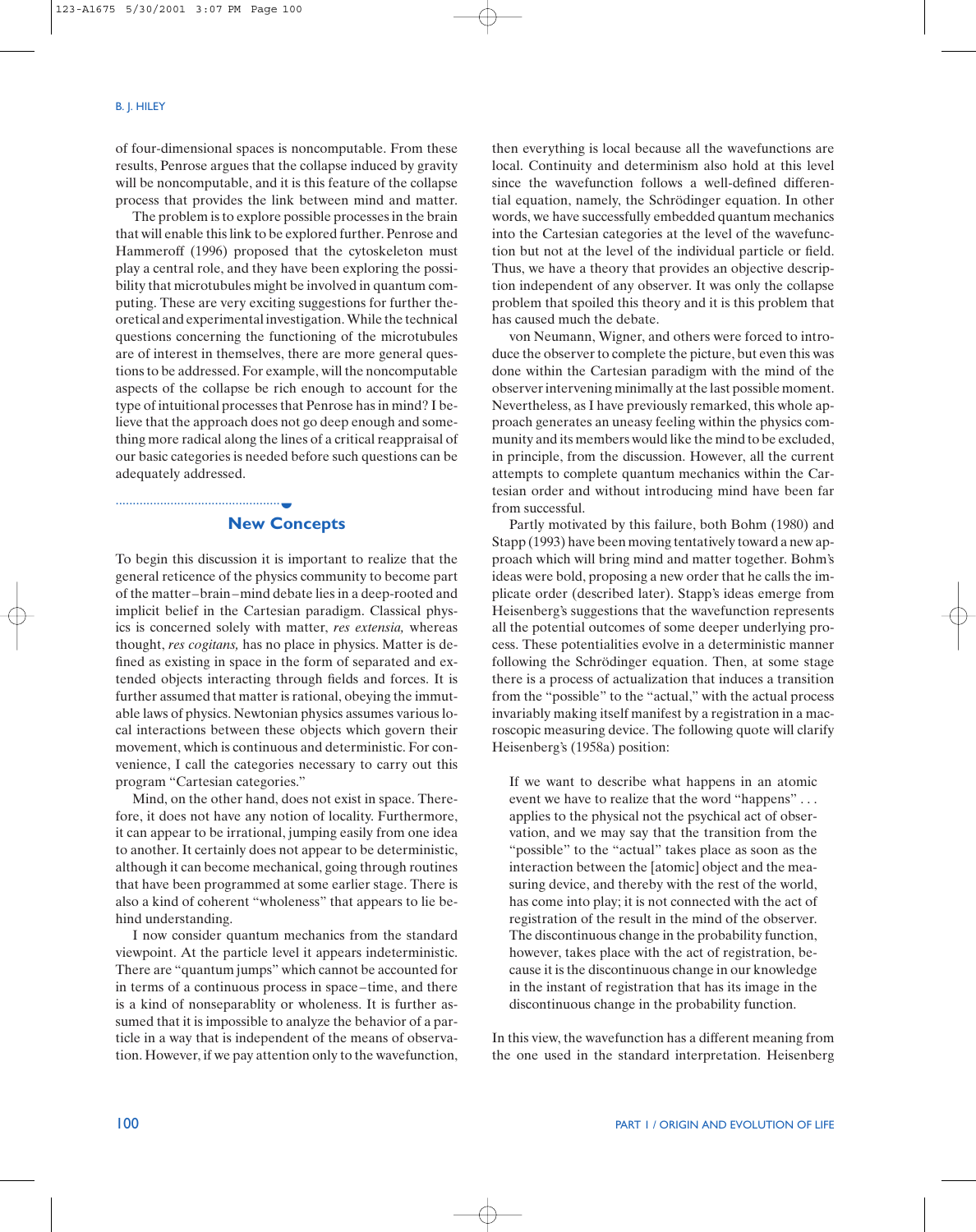of four-dimensional spaces is noncomputable. From these results, Penrose argues that the collapse induced by gravity will be noncomputable, and it is this feature of the collapse process that provides the link between mind and matter.

The problem is to explore possible processes in the brain that will enable this link to be explored further. Penrose and Hammeroff (1996) proposed that the cytoskeleton must play a central role, and they have been exploring the possibility that microtubules might be involved in quantum computing. These are very exciting suggestions for further theoretical and experimental investigation. While the technical questions concerning the functioning of the microtubules are of interest in themselves, there are more general questions to be addressed. For example, will the noncomputable aspects of the collapse be rich enough to account for the type of intuitional processes that Penrose has in mind? I believe that the approach does not go deep enough and something more radical along the lines of a critical reappraisal of our basic categories is needed before such questions can be adequately addressed.

## New Concepts

To begin this discussion it is important to realize that the general reticence of the physics community to become part of the matter–brain–mind debate lies in a deep-rooted and implicit belief in the Cartesian paradigm. Classical physics is concerned solely with matter, *res extensia,* whereas thought, *res cogitans,* has no place in physics. Matter is defined as existing in space in the form of separated and extended objects interacting through fields and forces. It is further assumed that matter is rational, obeying the immutable laws of physics. Newtonian physics assumes various local interactions between these objects which govern their movement, which is continuous and deterministic. For convenience, I call the categories necessary to carry out this program "Cartesian categories."

Mind, on the other hand, does not exist in space. Therefore, it does not have any notion of locality. Furthermore, it can appear to be irrational, jumping easily from one idea to another. It certainly does not appear to be deterministic, although it can become mechanical, going through routines that have been programmed at some earlier stage. There is also a kind of coherent "wholeness" that appears to lie behind understanding.

I now consider quantum mechanics from the standard viewpoint. At the particle level it appears indeterministic. There are "quantum jumps" which cannot be accounted for in terms of a continuous process in space–time, and there is a kind of nonseparablity or wholeness. It is further assumed that it is impossible to analyze the behavior of a particle in a way that is independent of the means of observation. However, if we pay attention only to the wavefunction, then everything is local because all the wavefunctions are local. Continuity and determinism also hold at this level since the wavefunction follows a well-defined differential equation, namely, the Schrödinger equation. In other words, we have successfully embedded quantum mechanics into the Cartesian categories at the level of the wavefunction but not at the level of the individual particle or field. Thus, we have a theory that provides an objective description independent of any observer. It was only the collapse problem that spoiled this theory and it is this problem that has caused much the debate.

von Neumann, Wigner, and others were forced to introduce the observer to complete the picture, but even this was done within the Cartesian paradigm with the mind of the observer intervening minimally at the last possible moment. Nevertheless, as I have previously remarked, this whole approach generates an uneasy feeling within the physics community and its members would like the mind to be excluded, in principle, from the discussion. However, all the current attempts to complete quantum mechanics within the Cartesian order and without introducing mind have been far from successful.

Partly motivated by this failure, both Bohm (1980) and Stapp (1993) have been moving tentatively toward a new approach which will bring mind and matter together. Bohm's ideas were bold, proposing a new order that he calls the implicate order (described later). Stapp's ideas emerge from Heisenberg's suggestions that the wavefunction represents all the potential outcomes of some deeper underlying process. These potentialities evolve in a deterministic manner following the Schrödinger equation. Then, at some stage there is a process of actualization that induces a transition from the "possible" to the "actual," with the actual process invariably making itself manifest by a registration in a macroscopic measuring device. The following quote will clarify Heisenberg's (1958a) position:

> If we want to describe what happens in an atomic event we have to realize that the word "happens" . . . applies to the physical not the psychical act of observation, and we may say that the transition from the "possible" to the "actual" takes place as soon as the interaction between the [atomic] object and the measuring device, and thereby with the rest of the world, has come into play; it is not connected with the act of registration of the result in the mind of the observer. The discontinuous change in the probability function, however, takes place with the act of registration, because it is the discontinuous change in our knowledge in the instant of registration that has its image in the discontinuous change in the probability function.

In this view, the wavefunction has a different meaning from the one used in the standard interpretation. Heisenberg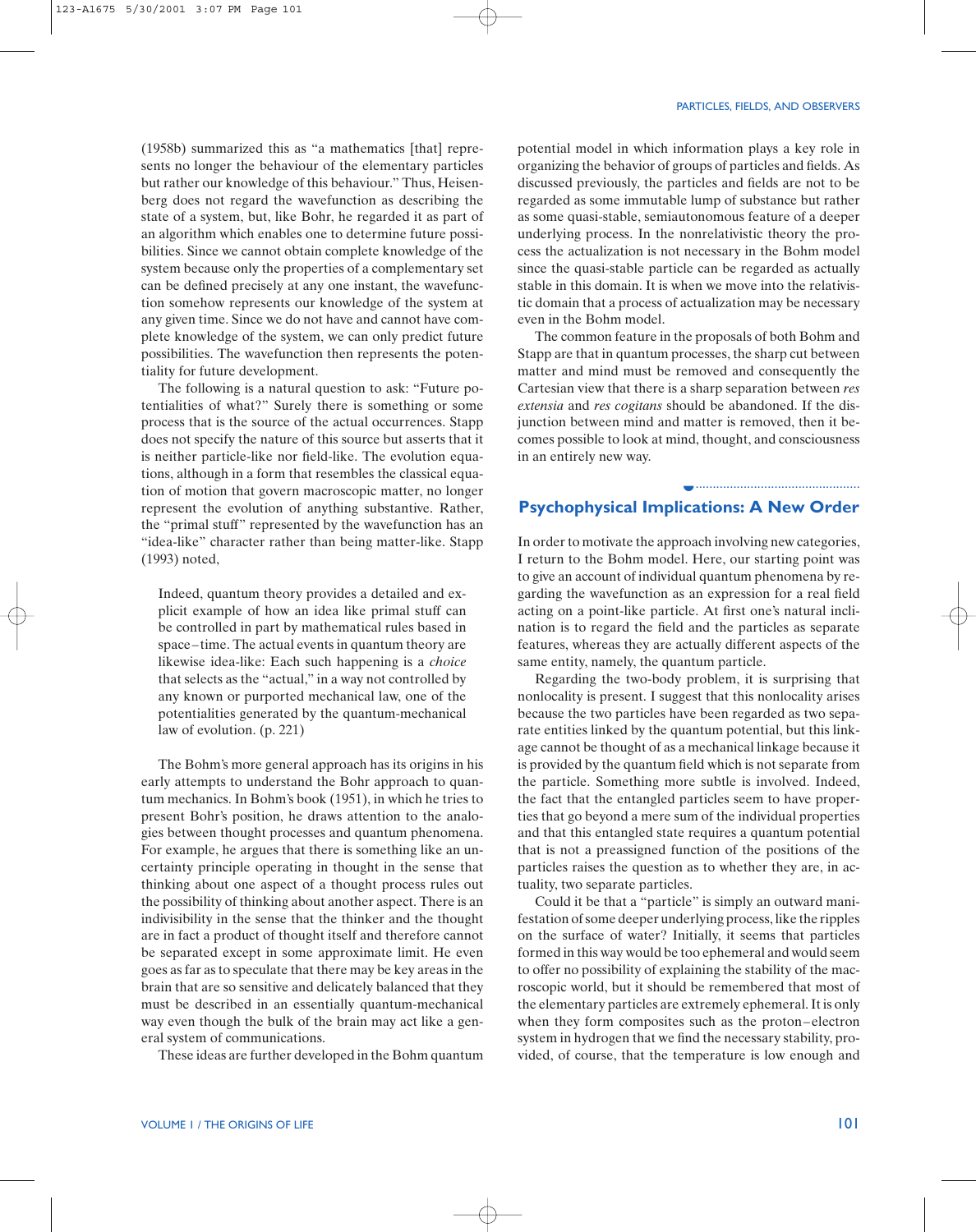(1958b) summarized this as "a mathematics [that] represents no longer the behaviour of the elementary particles but rather our knowledge of this behaviour." Thus, Heisenberg does not regard the wavefunction as describing the state of a system, but, like Bohr, he regarded it as part of an algorithm which enables one to determine future possibilities. Since we cannot obtain complete knowledge of the system because only the properties of a complementary set can be defined precisely at any one instant, the wavefunction somehow represents our knowledge of the system at any given time. Since we do not have and cannot have complete knowledge of the system, we can only predict future possibilities. The wavefunction then represents the potentiality for future development.

The following is a natural question to ask: "Future potentialities of what?" Surely there is something or some process that is the source of the actual occurrences. Stapp does not specify the nature of this source but asserts that it is neither particle-like nor field-like. The evolution equations, although in a form that resembles the classical equation of motion that govern macroscopic matter, no longer represent the evolution of anything substantive. Rather, the "primal stuff" represented by the wavefunction has an "idea-like" character rather than being matter-like. Stapp (1993) noted,

> Indeed, quantum theory provides a detailed and explicit example of how an idea like primal stuff can be controlled in part by mathematical rules based in space–time. The actual events in quantum theory are likewise idea-like: Each such happening is a *choice* that selects as the "actual," in a way not controlled by any known or purported mechanical law, one of the potentialities generated by the quantum-mechanical law of evolution. (p. 221)

The Bohm's more general approach has its origins in his early attempts to understand the Bohr approach to quantum mechanics. In Bohm's book (1951), in which he tries to present Bohr's position, he draws attention to the analogies between thought processes and quantum phenomena. For example, he argues that there is something like an uncertainty principle operating in thought in the sense that thinking about one aspect of a thought process rules out the possibility of thinking about another aspect. There is an indivisibility in the sense that the thinker and the thought are in fact a product of thought itself and therefore cannot be separated except in some approximate limit. He even goes as far as to speculate that there may be key areas in the brain that are so sensitive and delicately balanced that they must be described in an essentially quantum-mechanical way even though the bulk of the brain may act like a general system of communications.

These ideas are further developed in the Bohm quantum potential model in which information plays a key role in organizing the behavior of groups of particles and fields. As discussed previously, the particles and fields are not to be regarded as some immutable lump of substance but rather as some quasi-stable, semiautonomous feature of a deeper underlying process. In the nonrelativistic theory the process the actualization is not necessary in the Bohm model since the quasi-stable particle can be regarded as actually stable in this domain. It is when we move into the relativistic domain that a process of actualization may be necessary even in the Bohm model.

The common feature in the proposals of both Bohm and Stapp are that in quantum processes, the sharp cut between matter and mind must be removed and consequently the Cartesian view that there is a sharp separation between *res extensia* and *res cogitans* should be abandoned. If the disjunction between mind and matter is removed, then it becomes possible to look at mind, thought, and consciousness in an entirely new way.

## Psychophysical Implications: A New Order

In order to motivate the approach involving new categories, I return to the Bohm model. Here, our starting point was to give an account of individual quantum phenomena by regarding the wavefunction as an expression for a real field acting on a point-like particle. At first one's natural inclination is to regard the field and the particles as separate features, whereas they are actually different aspects of the same entity, namely, the quantum particle.

Regarding the two-body problem, it is surprising that nonlocality is present. I suggest that this nonlocality arises because the two particles have been regarded as two separate entities linked by the quantum potential, but this linkage cannot be thought of as a mechanical linkage because it is provided by the quantum field which is not separate from the particle. Something more subtle is involved. Indeed, the fact that the entangled particles seem to have properties that go beyond a mere sum of the individual properties and that this entangled state requires a quantum potential that is not a preassigned function of the positions of the particles raises the question as to whether they are, in actuality, two separate particles.

Could it be that a "particle" is simply an outward manifestation of some deeper underlying process, like the ripples on the surface of water? Initially, it seems that particles formed in this way would be too ephemeral and would seem to offer no possibility of explaining the stability of the macroscopic world, but it should be remembered that most of the elementary particles are extremely ephemeral. It is only when they form composites such as the proton–electron system in hydrogen that we find the necessary stability, provided, of course, that the temperature is low enough and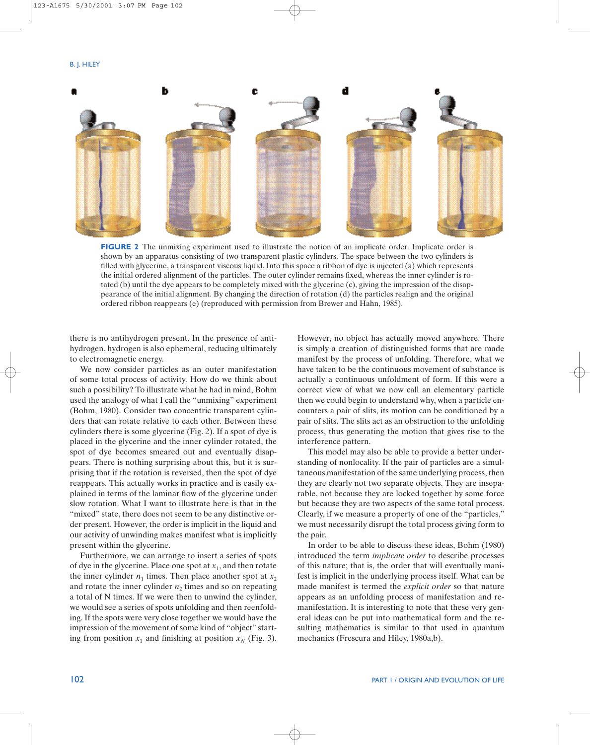**FIGURE 2** The unmixing experiment used to illustrate the notion of an implicate order. Implicate order is shown by an apparatus consisting of two transparent plastic cylinders. The space between the two cylinders is filled with glycerine, a transparent viscous liquid. Into this space a ribbon of dye is injected (a) which represents the initial ordered alignment of the particles. The outer cylinder remains fixed, whereas the inner cylinder is rotated (b) until the dye appears to be completely mixed with the glycerine (c), giving the impression of the disappearance of the initial alignment. By changing the direction of rotation (d) the particles realign and the original ordered ribbon reappears (e) (reproduced with permission from Brewer and Hahn, 1985).

there is no antihydrogen present. In the presence of antihydrogen, hydrogen is also ephemeral, reducing ultimately to electromagnetic energy.

We now consider particles as an outer manifestation of some total process of activity. How do we think about such a possibility? To illustrate what he had in mind, Bohm used the analogy of what I call the "unmixing" experiment (Bohm, 1980). Consider two concentric transparent cylinders that can rotate relative to each other. Between these cylinders there is some glycerine (Fig. 2). If a spot of dye is placed in the glycerine and the inner cylinder rotated, the spot of dye becomes smeared out and eventually disappears. There is nothing surprising about this, but it is surprising that if the rotation is reversed, then the spot of dye reappears. This actually works in practice and is easily explained in terms of the laminar flow of the glycerine under slow rotation. What I want to illustrate here is that in the "mixed" state, there does not seem to be any distinctive order present. However, the order is implicit in the liquid and our activity of unwinding makes manifest what is implicitly present within the glycerine.

Furthermore, we can arrange to insert a series of spots of dye in the glycerine. Place one spot at $x_1$, and then rotate the inner cylinder $n_1$ times. Then place another spot at $x_2$ and rotate the inner cylinder $n_2$ times and so on repeating a total of N times. If we were then to unwind the cylinder, we would see a series of spots unfolding and then reenfolding. If the spots were very close together we would have the impression of the movement of some kind of "object" starting from position $x_1$ and finishing at position $x_N$ (Fig. 3). However, no object has actually moved anywhere. There is simply a creation of distinguished forms that are made manifest by the process of unfolding. Therefore, what we have taken to be the continuous movement of substance is actually a continuous unfoldment of form. If this were a correct view of what we now call an elementary particle then we could begin to understand why, when a particle encounters a pair of slits, its motion can be conditioned by a pair of slits. The slits act as an obstruction to the unfolding process, thus generating the motion that gives rise to the interference pattern.

This model may also be able to provide a better understanding of nonlocality. If the pair of particles are a simultaneous manifestation of the same underlying process, then they are clearly not two separate objects. They are inseparable, not because they are locked together by some force but because they are two aspects of the same total process. Clearly, if we measure a property of one of the "particles," we must necessarily disrupt the total process giving form to the pair.

In order to be able to discuss these ideas, Bohm (1980) introduced the term *implicate order* to describe processes of this nature; that is, the order that will eventually manifest is implicit in the underlying process itself. What can be made manifest is termed the *explicit order* so that nature appears as an unfolding process of manifestation and remanifestation. It is interesting to note that these very general ideas can be put into mathematical form and the resulting mathematics is similar to that used in quantum mechanics (Frescura and Hiley, 1980a,b).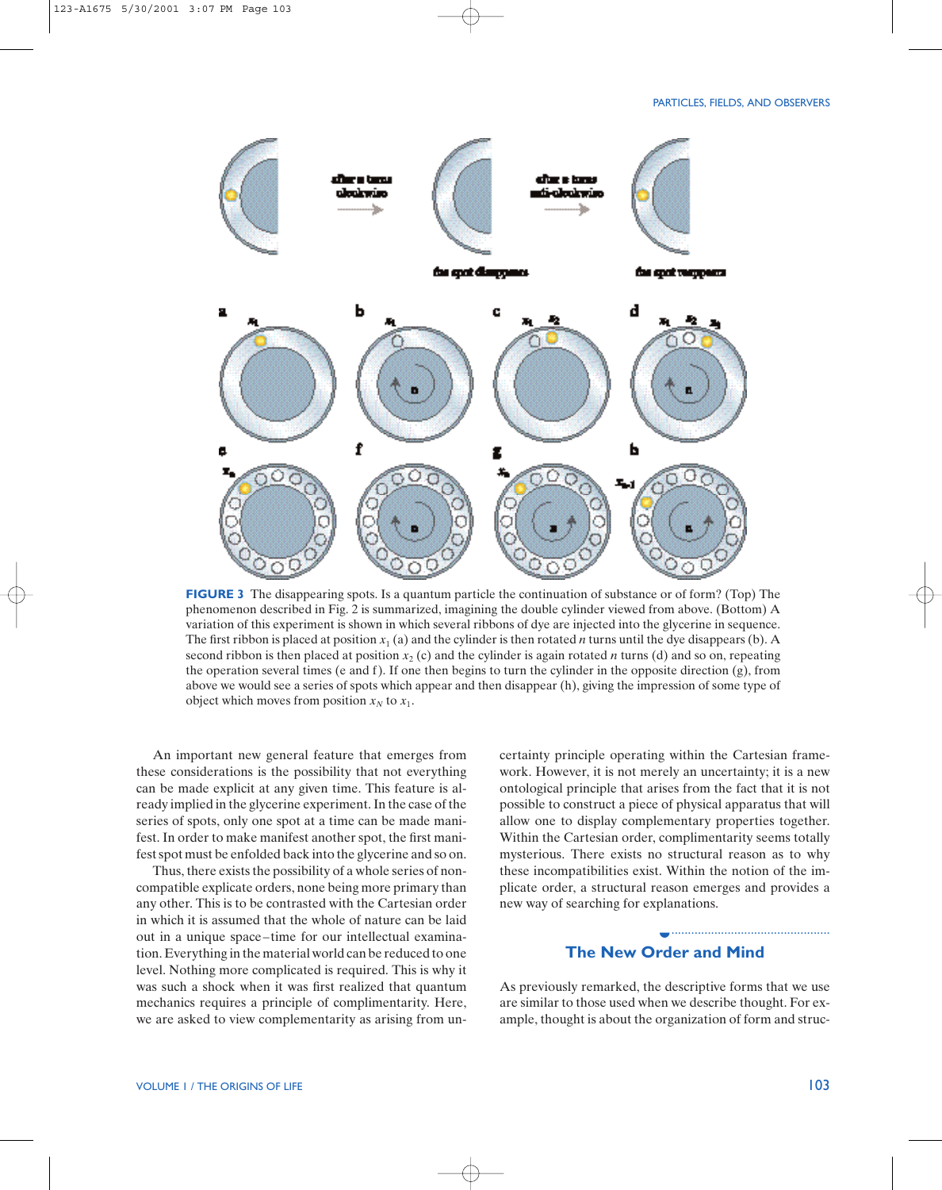**FIGURE 3** The disappearing spots. Is a quantum particle the continuation of substance or of form? (Top) The phenomenon described in Fig. 2 is summarized, imagining the double cylinder viewed from above. (Bottom) A variation of this experiment is shown in which several ribbons of dye are injected into the glycerine in sequence. The first ribbon is placed at position $x_1$ (a) and the cylinder is then rotated $n$ turns until the dye disappears (b). A second ribbon is then placed at position $x_2$ (c) and the cylinder is again rotated $n$ turns (d) and so on, repeating the operation several times (e and f). If one then begins to turn the cylinder in the opposite direction (g), from above we would see a series of spots which appear and then disappear (h), giving the impression of some type of object which moves from position $x_N$ to $x_1$.

An important new general feature that emerges from these considerations is the possibility that not everything can be made explicit at any given time. This feature is already implied in the glycerine experiment. In the case of the series of spots, only one spot at a time can be made manifest. In order to make manifest another spot, the first manifest spot must be enfolded back into the glycerine and so on.

Thus, there exists the possibility of a whole series of noncompatible explicate orders, none being more primary than any other. This is to be contrasted with the Cartesian order in which it is assumed that the whole of nature can be laid out in a unique space–time for our intellectual examination. Everything in the material world can be reduced to one level. Nothing more complicated is required. This is why it was such a shock when it was first realized that quantum mechanics requires a principle of complimentarity. Here, we are asked to view complementarity as arising from uncertainty principle operating within the Cartesian framework. However, it is not merely an uncertainty; it is a new ontological principle that arises from the fact that it is not possible to construct a piece of physical apparatus that will allow one to display complementary properties together. Within the Cartesian order, complimentarity seems totally mysterious. There exists no structural reason as to why these incompatibilities exist. Within the notion of the implicate order, a structural reason emerges and provides a new way of searching for explanations.

## The New Order and Mind

As previously remarked, the descriptive forms that we use are similar to those used when we describe thought. For example, thought is about the organization of form and struc-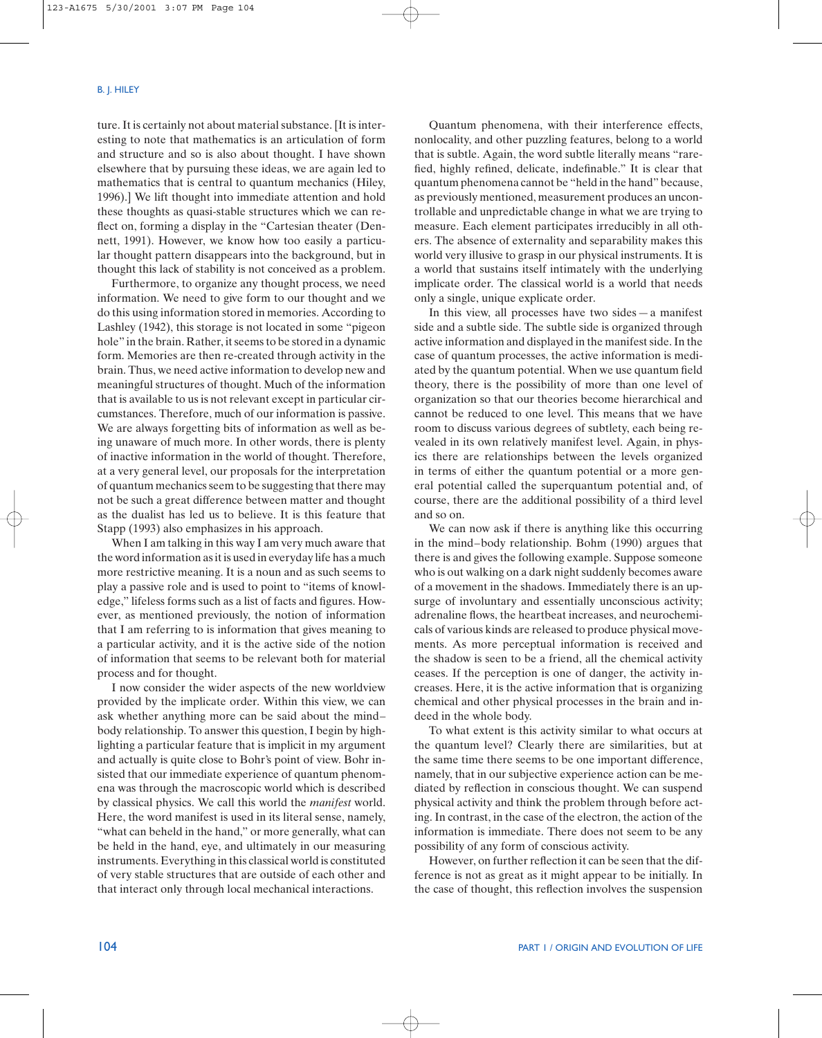ture. It is certainly not about material substance. [It is interesting to note that mathematics is an articulation of form and structure and so is also about thought. I have shown elsewhere that by pursuing these ideas, we are again led to mathematics that is central to quantum mechanics (Hiley, 1996).] We lift thought into immediate attention and hold these thoughts as quasi-stable structures which we can reflect on, forming a display in the "Cartesian theater (Dennett, 1991). However, we know how too easily a particular thought pattern disappears into the background, but in thought this lack of stability is not conceived as a problem.

Furthermore, to organize any thought process, we need information. We need to give form to our thought and we do this using information stored in memories. According to Lashley (1942), this storage is not located in some "pigeon hole" in the brain. Rather, it seems to be stored in a dynamic form. Memories are then re-created through activity in the brain. Thus, we need active information to develop new and meaningful structures of thought. Much of the information that is available to us is not relevant except in particular circumstances. Therefore, much of our information is passive. We are always forgetting bits of information as well as being unaware of much more. In other words, there is plenty of inactive information in the world of thought. Therefore, at a very general level, our proposals for the interpretation of quantum mechanics seem to be suggesting that there may not be such a great difference between matter and thought as the dualist has led us to believe. It is this feature that Stapp (1993) also emphasizes in his approach.

When I am talking in this way I am very much aware that the word information as it is used in everyday life has a much more restrictive meaning. It is a noun and as such seems to play a passive role and is used to point to "items of knowledge," lifeless forms such as a list of facts and figures. However, as mentioned previously, the notion of information that I am referring to is information that gives meaning to a particular activity, and it is the active side of the notion of information that seems to be relevant both for material process and for thought.

I now consider the wider aspects of the new worldview provided by the implicate order. Within this view, we can ask whether anything more can be said about the mind–body relationship. To answer this question, I begin by highlighting a particular feature that is implicit in my argument and actually is quite close to Bohr's point of view. Bohr insisted that our immediate experience of quantum phenomena was through the macroscopic world which is described by classical physics. We call this world the *manifest* world. Here, the word manifest is used in its literal sense, namely, "what can beheld in the hand," or more generally, what can be held in the hand, eye, and ultimately in our measuring instruments. Everything in this classical world is constituted of very stable structures that are outside of each other and that interact only through local mechanical interactions.

Quantum phenomena, with their interference effects, nonlocality, and other puzzling features, belong to a world that is subtle. Again, the word subtle literally means "rarefied, highly refined, delicate, indefinable." It is clear that quantum phenomena cannot be "held in the hand" because, as previously mentioned, measurement produces an uncontrollable and unpredictable change in what we are trying to measure. Each element participates irreducibly in all others. The absence of externality and separability makes this world very illusive to grasp in our physical instruments. It is a world that sustains itself intimately with the underlying implicate order. The classical world is a world that needs only a single, unique explicate order.

In this view, all processes have two sides—a manifest side and a subtle side. The subtle side is organized through active information and displayed in the manifest side. In the case of quantum processes, the active information is mediated by the quantum potential. When we use quantum field theory, there is the possibility of more than one level of organization so that our theories become hierarchical and cannot be reduced to one level. This means that we have room to discuss various degrees of subtlety, each being revealed in its own relatively manifest level. Again, in physics there are relationships between the levels organized in terms of either the quantum potential or a more general potential called the superquantum potential and, of course, there are the additional possibility of a third level and so on.

We can now ask if there is anything like this occurring in the mind–body relationship. Bohm (1990) argues that there is and gives the following example. Suppose someone who is out walking on a dark night suddenly becomes aware of a movement in the shadows. Immediately there is an upsurge of involuntary and essentially unconscious activity; adrenaline flows, the heartbeat increases, and neurochemicals of various kinds are released to produce physical movements. As more perceptual information is received and the shadow is seen to be a friend, all the chemical activity ceases. If the perception is one of danger, the activity increases. Here, it is the active information that is organizing chemical and other physical processes in the brain and indeed in the whole body.

To what extent is this activity similar to what occurs at the quantum level? Clearly there are similarities, but at the same time there seems to be one important difference, namely, that in our subjective experience action can be mediated by reflection in conscious thought. We can suspend physical activity and think the problem through before acting. In contrast, in the case of the electron, the action of the information is immediate. There does not seem to be any possibility of any form of conscious activity.

However, on further reflection it can be seen that the difference is not as great as it might appear to be initially. In the case of thought, this reflection involves the suspension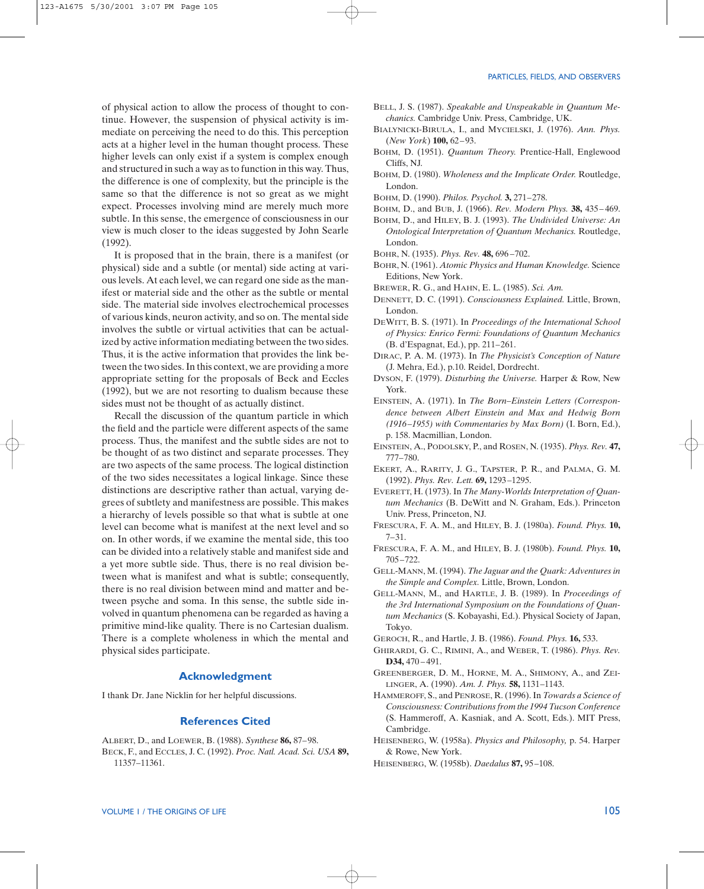of physical action to allow the process of thought to continue. However, the suspension of physical activity is immediate on perceiving the need to do this. This perception acts at a higher level in the human thought process. These higher levels can only exist if a system is complex enough and structured in such a way as to function in this way. Thus, the difference is one of complexity, but the principle is the same so that the difference is not so great as we might expect. Processes involving mind are merely much more subtle. In this sense, the emergence of consciousness in our view is much closer to the ideas suggested by John Searle (1992).

It is proposed that in the brain, there is a manifest (or physical) side and a subtle (or mental) side acting at various levels. At each level, we can regard one side as the manifest or material side and the other as the subtle or mental side. The material side involves electrochemical processes of various kinds, neuron activity, and so on. The mental side involves the subtle or virtual activities that can be actualized by active information mediating between the two sides. Thus, it is the active information that provides the link between the two sides. In this context, we are providing a more appropriate setting for the proposals of Beck and Eccles (1992), but we are not resorting to dualism because these sides must not be thought of as actually distinct.

Recall the discussion of the quantum particle in which the field and the particle were different aspects of the same process. Thus, the manifest and the subtle sides are not to be thought of as two distinct and separate processes. They are two aspects of the same process. The logical distinction of the two sides necessitates a logical linkage. Since these distinctions are descriptive rather than actual, varying degrees of subtlety and manifestness are possible. This makes a hierarchy of levels possible so that what is subtle at one level can become what is manifest at the next level and so on. In other words, if we examine the mental side, this too can be divided into a relatively stable and manifest side and a yet more subtle side. Thus, there is no real division between what is manifest and what is subtle; consequently, there is no real division between mind and matter and between psyche and soma. In this sense, the subtle side involved in quantum phenomena can be regarded as having a primitive mind-like quality. There is no Cartesian dualism. There is a complete wholeness in which the mental and physical sides participate.

## Acknowledgment

I thank Dr. Jane Nicklin for her helpful discussions.

## References Cited

Albert, D., and Loewer, B. (1988). *Synthese* **86,** 87–98.

Beck, F., and Eccles, J. C. (1992). *Proc. Natl. Acad. Sci. USA* **89,** 11357–11361.

Bell, J. S. (1987). *Speakable and Unspeakable in Quantum Mechanics.* Cambridge Univ. Press, Cambridge, UK.

Bialynicki-Birula, I., and Mycielski, J. (1976). *Ann. Phys. (New York)* **100,** 62–93.

Bohm, D. (1951). *Quantum Theory.* Prentice-Hall, Englewood Cliffs, NJ.

Bohm, D. (1980). *Wholeness and the Implicate Order.* Routledge, London.

Bohm, D. (1990). *Philos. Psychol.* **3,** 271–278.

Bohm, D., and Bub, J. (1966). *Rev. Modern Phys.* **38,** 435–469.

Bohm, D., and Hiley, B. J. (1993). *The Undivided Universe: An Ontological Interpretation of Quantum Mechanics.* Routledge, London.

Bohr, N. (1935). *Phys. Rev.* **48,** 696–702.

Bohr, N. (1961). *Atomic Physics and Human Knowledge.* Science Editions, New York.

Brewer, R. G., and Hahn, E. L. (1985). *Sci. Am.*

Dennett, D. C. (1991). *Consciousness Explained.* Little, Brown, London.

DeWitt, B. S. (1971). In *Proceedings of the International School of Physics: Enrico Fermi: Foundations of Quantum Mechanics* (B. d'Espagnat, Ed.), pp. 211–261.

Dirac, P. A. M. (1973). In *The Physicist's Conception of Nature* (J. Mehra, Ed.), p.10. Reidel, Dordrecht.

Dyson, F. (1979). *Disturbing the Universe.* Harper & Row, New York.

Einstein, A. (1971). In *The Born–Einstein Letters (Correspondence between Albert Einstein and Max and Hedwig Born (1916–1955) with Commentaries by Max Born)* (I. Born, Ed.), p. 158. Macmillian, London.

Einstein, A., Podolsky, P., and Rosen, N. (1935). *Phys. Rev.* **47,** 777–780.

Ekert, A., Rarity, J. G., Tapster, P. R., and Palma, G. M. (1992). *Phys. Rev. Lett.* **69,** 1293–1295.

Everett, H. (1973). In *The Many-Worlds Interpretation of Quantum Mechanics* (B. DeWitt and N. Graham, Eds.). Princeton Univ. Press, Princeton, NJ.

Frescura, F. A. M., and Hiley, B. J. (1980a). *Found. Phys.* **10,** 7–31.

Frescura, F. A. M., and Hiley, B. J. (1980b). *Found. Phys.* **10,** 705–722.

Gell-Mann, M. (1994). *The Jaguar and the Quark: Adventures in the Simple and Complex.* Little, Brown, London.

Gell-Mann, M., and Hartle, J. B. (1989). In *Proceedings of the 3rd International Symposium on the Foundations of Quantum Mechanics* (S. Kobayashi, Ed.). Physical Society of Japan, Tokyo.

Geroch, R., and Hartle, J. B. (1986). *Found. Phys.* **16,** 533.

Ghirardi, G. C., Rimini, A., and Weber, T. (1986). *Phys. Rev.* **D34,** 470–491.

Greenberger, D. M., Horne, M. A., Shimony, A., and Zeilinger, A. (1990). *Am. J. Phys.* **58,** 1131–1143.

Hammeroff, S., and Penrose, R. (1996). In *Towards a Science of Consciousness: Contributions from the 1994 Tucson Conference* (S. Hammeroff, A. Kasniak, and A. Scott, Eds.). MIT Press, Cambridge.

Heisenberg, W. (1958a). *Physics and Philosophy,* p. 54. Harper & Rowe, New York.

Heisenberg, W. (1958b). *Daedalus* **87,** 95–108.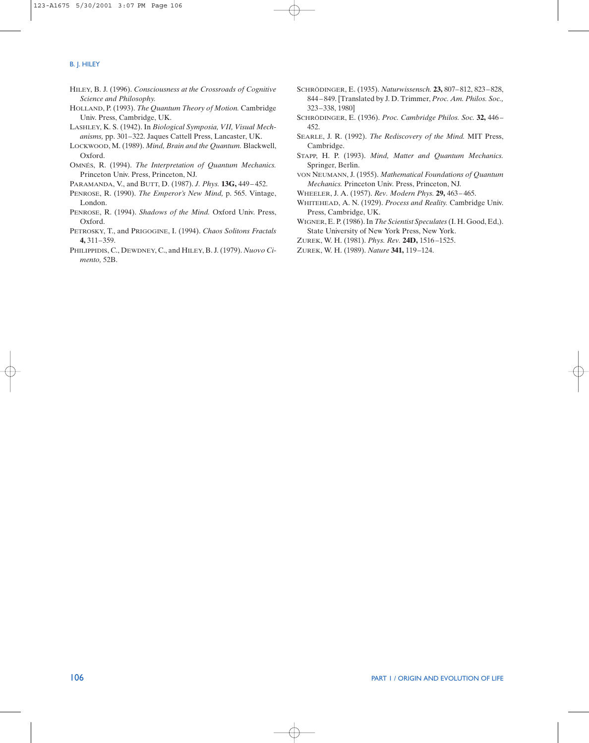Hiley, B. J. (1996). *Consciousness at the Crossroads of Cognitive Science and Philosophy.*

Holland, P. (1993). *The Quantum Theory of Motion.* Cambridge Univ. Press, Cambridge, UK.

Lashley, K. S. (1942). In *Biological Symposia, VII, Visual Mechanisms,* pp. 301–322. Jaques Cattell Press, Lancaster, UK.

Lockwood, M. (1989). *Mind, Brain and the Quantum.* Blackwell, Oxford.

Omnés, R. (1994). *The Interpretation of Quantum Mechanics.* Princeton Univ. Press, Princeton, NJ.

Paramanda, V., and Butt, D. (1987). *J. Phys.* **13G,** 449–452.

Penrose, R. (1990). *The Emperor's New Mind,* p. 565. Vintage, London.

Penrose, R. (1994). *Shadows of the Mind.* Oxford Univ. Press, Oxford.

Petrosky, T., and Prigogine, I. (1994). *Chaos Solitons Fractals* **4,** 311–359.

Philippidis, C., Dewdney, C., and Hiley, B. J. (1979). *Nuovo Cimento,* 52B.

Schrödinger, E. (1935). *Naturwissensch.* **23,** 807–812, 823–828, 844–849. [Translated by J. D. Trimmer, *Proc. Am. Philos. Soc.,* 323–338, 1980]

Schrödinger, E. (1936). *Proc. Cambridge Philos. Soc.* **32,** 446–452.

Searle, J. R. (1992). *The Rediscovery of the Mind.* MIT Press, Cambridge.

Stapp, H. P. (1993). *Mind, Matter and Quantum Mechanics.* Springer, Berlin.

von Neumann, J. (1955). *Mathematical Foundations of Quantum Mechanics.* Princeton Univ. Press, Princeton, NJ.

Wheeler, J. A. (1957). *Rev. Modern Phys.* **29,** 463–465.

Whitehead, A. N. (1929). *Process and Reality.* Cambridge Univ. Press, Cambridge, UK.

Wigner, E. P. (1986). In *The Scientist Speculates* (I. H. Good, Ed,). State University of New York Press, New York.

Zurek, W. H. (1981). *Phys. Rev.* **24D,** 1516–1525.

Zurek, W. H. (1989). *Nature* **341,** 119–124.